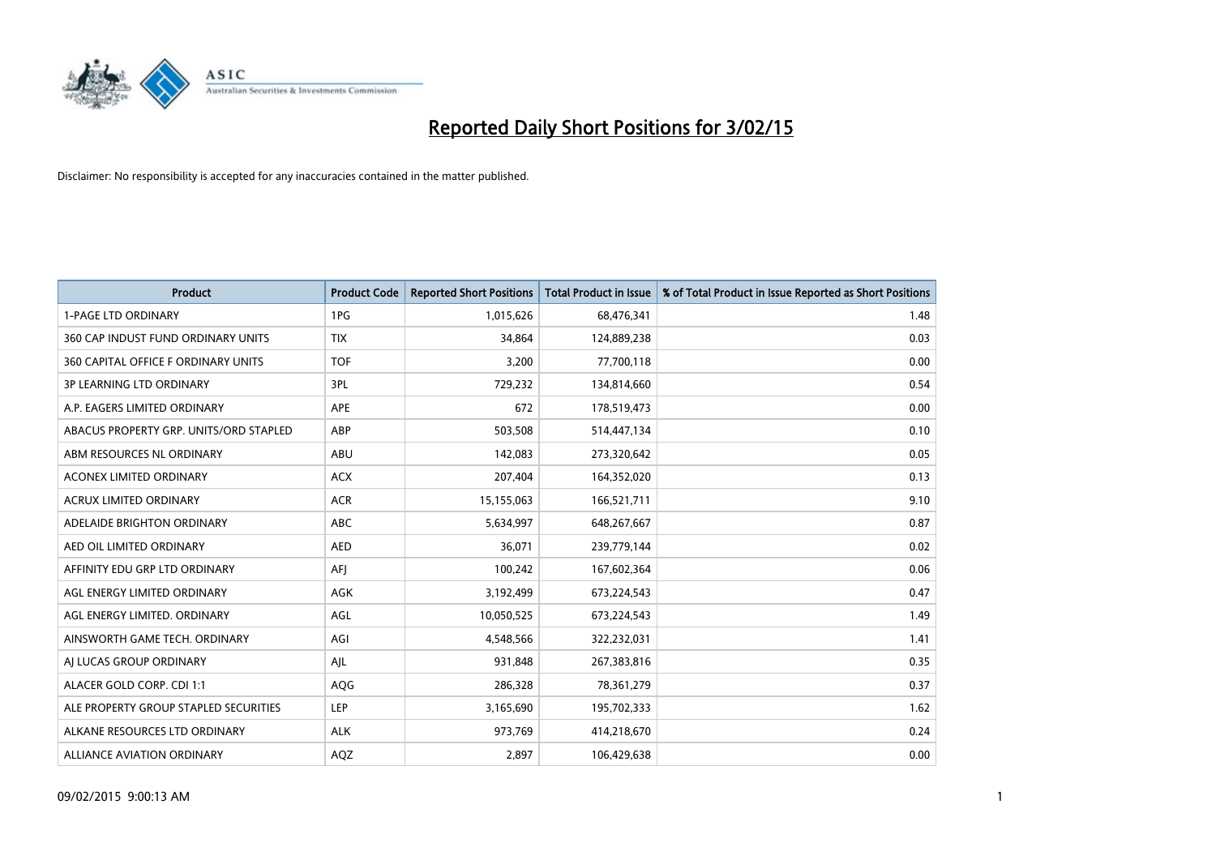# Reported Daily Short Positions for 3/02/15

Disclaimer: No responsibility is accepted for any inaccuracies contained in the matter published.

| Product | Product Code | Reported Short Positions | Total Product in Issue | % of Total Product in Issue Reported as Short Positions |
|---|---|---|---|---|
| 1-PAGE LTD ORDINARY | 1PG | 1,015,626 | 68,476,341 | 1.48 |
| 360 CAP INDUST FUND ORDINARY UNITS | TIX | 34,864 | 124,889,238 | 0.03 |
| 360 CAPITAL OFFICE F ORDINARY UNITS | TOF | 3,200 | 77,700,118 | 0.00 |
| 3P LEARNING LTD ORDINARY | 3PL | 729,232 | 134,814,660 | 0.54 |
| A.P. EAGERS LIMITED ORDINARY | APE | 672 | 178,519,473 | 0.00 |
| ABACUS PROPERTY GRP. UNITS/ORD STAPLED | ABP | 503,508 | 514,447,134 | 0.10 |
| ABM RESOURCES NL ORDINARY | ABU | 142,083 | 273,320,642 | 0.05 |
| ACONEX LIMITED ORDINARY | ACX | 207,404 | 164,352,020 | 0.13 |
| ACRUX LIMITED ORDINARY | ACR | 15,155,063 | 166,521,711 | 9.10 |
| ADELAIDE BRIGHTON ORDINARY | ABC | 5,634,997 | 648,267,667 | 0.87 |
| AED OIL LIMITED ORDINARY | AED | 36,071 | 239,779,144 | 0.02 |
| AFFINITY EDU GRP LTD ORDINARY | AFJ | 100,242 | 167,602,364 | 0.06 |
| AGL ENERGY LIMITED ORDINARY | AGK | 3,192,499 | 673,224,543 | 0.47 |
| AGL ENERGY LIMITED. ORDINARY | AGL | 10,050,525 | 673,224,543 | 1.49 |
| AINSWORTH GAME TECH. ORDINARY | AGI | 4,548,566 | 322,232,031 | 1.41 |
| AJ LUCAS GROUP ORDINARY | AJL | 931,848 | 267,383,816 | 0.35 |
| ALACER GOLD CORP. CDI 1:1 | AQG | 286,328 | 78,361,279 | 0.37 |
| ALE PROPERTY GROUP STAPLED SECURITIES | LEP | 3,165,690 | 195,702,333 | 1.62 |
| ALKANE RESOURCES LTD ORDINARY | ALK | 973,769 | 414,218,670 | 0.24 |
| ALLIANCE AVIATION ORDINARY | AQZ | 2,897 | 106,429,638 | 0.00 |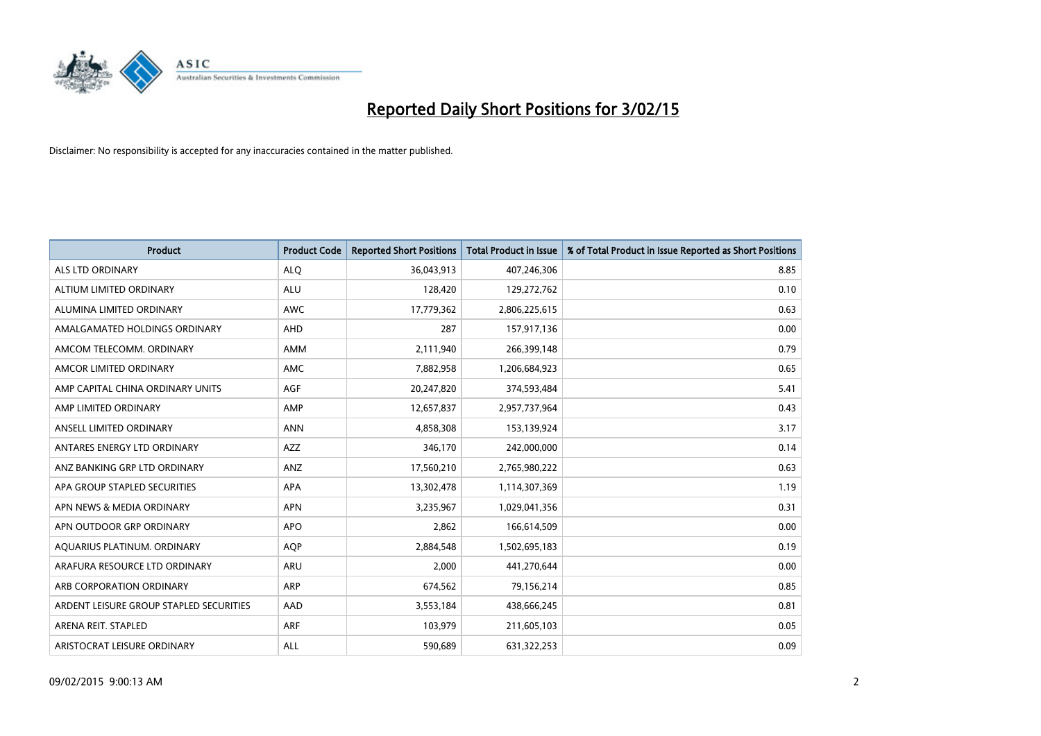# Reported Daily Short Positions for 3/02/15

Disclaimer: No responsibility is accepted for any inaccuracies contained in the matter published.

| Product | Product Code | Reported Short Positions | Total Product in Issue | % of Total Product in Issue Reported as Short Positions |
| --- | --- | --- | --- | --- |
| ALS LTD ORDINARY | ALQ | 36,043,913 | 407,246,306 | 8.85 |
| ALTIUM LIMITED ORDINARY | ALU | 128,420 | 129,272,762 | 0.10 |
| ALUMINA LIMITED ORDINARY | AWC | 17,779,362 | 2,806,225,615 | 0.63 |
| AMALGAMATED HOLDINGS ORDINARY | AHD | 287 | 157,917,136 | 0.00 |
| AMCOM TELECOMM. ORDINARY | AMM | 2,111,940 | 266,399,148 | 0.79 |
| AMCOR LIMITED ORDINARY | AMC | 7,882,958 | 1,206,684,923 | 0.65 |
| AMP CAPITAL CHINA ORDINARY UNITS | AGF | 20,247,820 | 374,593,484 | 5.41 |
| AMP LIMITED ORDINARY | AMP | 12,657,837 | 2,957,737,964 | 0.43 |
| ANSELL LIMITED ORDINARY | ANN | 4,858,308 | 153,139,924 | 3.17 |
| ANTARES ENERGY LTD ORDINARY | AZZ | 346,170 | 242,000,000 | 0.14 |
| ANZ BANKING GRP LTD ORDINARY | ANZ | 17,560,210 | 2,765,980,222 | 0.63 |
| APA GROUP STAPLED SECURITIES | APA | 13,302,478 | 1,114,307,369 | 1.19 |
| APN NEWS & MEDIA ORDINARY | APN | 3,235,967 | 1,029,041,356 | 0.31 |
| APN OUTDOOR GRP ORDINARY | APO | 2,862 | 166,614,509 | 0.00 |
| AQUARIUS PLATINUM. ORDINARY | AQP | 2,884,548 | 1,502,695,183 | 0.19 |
| ARAFURA RESOURCE LTD ORDINARY | ARU | 2,000 | 441,270,644 | 0.00 |
| ARB CORPORATION ORDINARY | ARP | 674,562 | 79,156,214 | 0.85 |
| ARDENT LEISURE GROUP STAPLED SECURITIES | AAD | 3,553,184 | 438,666,245 | 0.81 |
| ARENA REIT. STAPLED | ARF | 103,979 | 211,605,103 | 0.05 |
| ARISTOCRAT LEISURE ORDINARY | ALL | 590,689 | 631,322,253 | 0.09 |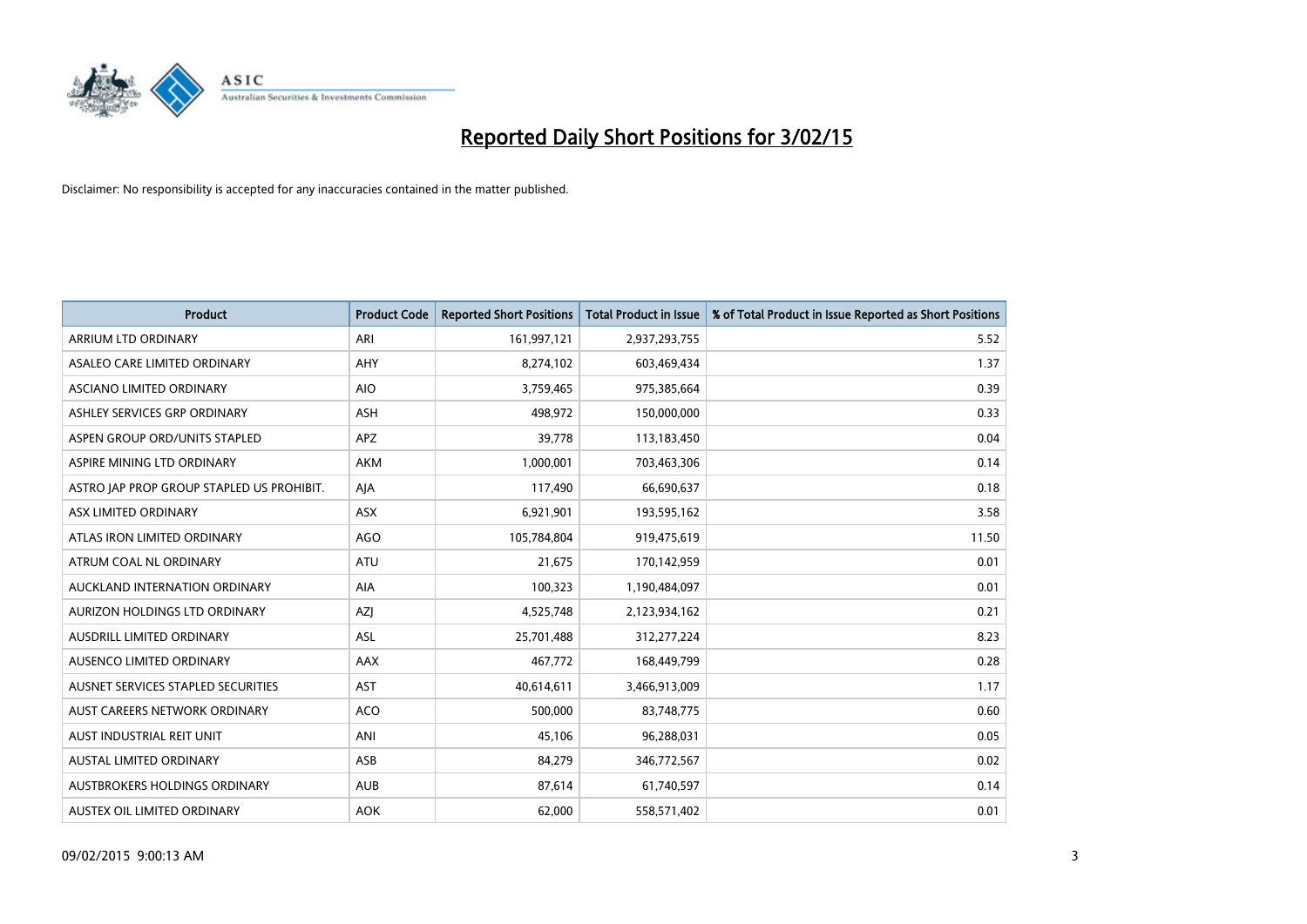# Reported Daily Short Positions for 3/02/15

Disclaimer: No responsibility is accepted for any inaccuracies contained in the matter published.

| Product | Product Code | Reported Short Positions | Total Product in Issue | % of Total Product in Issue Reported as Short Positions |
|---|---|---|---|---|
| ARRIUM LTD ORDINARY | ARI | 161,997,121 | 2,937,293,755 | 5.52 |
| ASALEO CARE LIMITED ORDINARY | AHY | 8,274,102 | 603,469,434 | 1.37 |
| ASCIANO LIMITED ORDINARY | AIO | 3,759,465 | 975,385,664 | 0.39 |
| ASHLEY SERVICES GRP ORDINARY | ASH | 498,972 | 150,000,000 | 0.33 |
| ASPEN GROUP ORD/UNITS STAPLED | APZ | 39,778 | 113,183,450 | 0.04 |
| ASPIRE MINING LTD ORDINARY | AKM | 1,000,001 | 703,463,306 | 0.14 |
| ASTRO JAP PROP GROUP STAPLED US PROHIBIT. | AJA | 117,490 | 66,690,637 | 0.18 |
| ASX LIMITED ORDINARY | ASX | 6,921,901 | 193,595,162 | 3.58 |
| ATLAS IRON LIMITED ORDINARY | AGO | 105,784,804 | 919,475,619 | 11.50 |
| ATRUM COAL NL ORDINARY | ATU | 21,675 | 170,142,959 | 0.01 |
| AUCKLAND INTERNATION ORDINARY | AIA | 100,323 | 1,190,484,097 | 0.01 |
| AURIZON HOLDINGS LTD ORDINARY | AZJ | 4,525,748 | 2,123,934,162 | 0.21 |
| AUSDRILL LIMITED ORDINARY | ASL | 25,701,488 | 312,277,224 | 8.23 |
| AUSENCO LIMITED ORDINARY | AAX | 467,772 | 168,449,799 | 0.28 |
| AUSNET SERVICES STAPLED SECURITIES | AST | 40,614,611 | 3,466,913,009 | 1.17 |
| AUST CAREERS NETWORK ORDINARY | ACO | 500,000 | 83,748,775 | 0.60 |
| AUST INDUSTRIAL REIT UNIT | ANI | 45,106 | 96,288,031 | 0.05 |
| AUSTAL LIMITED ORDINARY | ASB | 84,279 | 346,772,567 | 0.02 |
| AUSTBROKERS HOLDINGS ORDINARY | AUB | 87,614 | 61,740,597 | 0.14 |
| AUSTEX OIL LIMITED ORDINARY | AOK | 62,000 | 558,571,402 | 0.01 |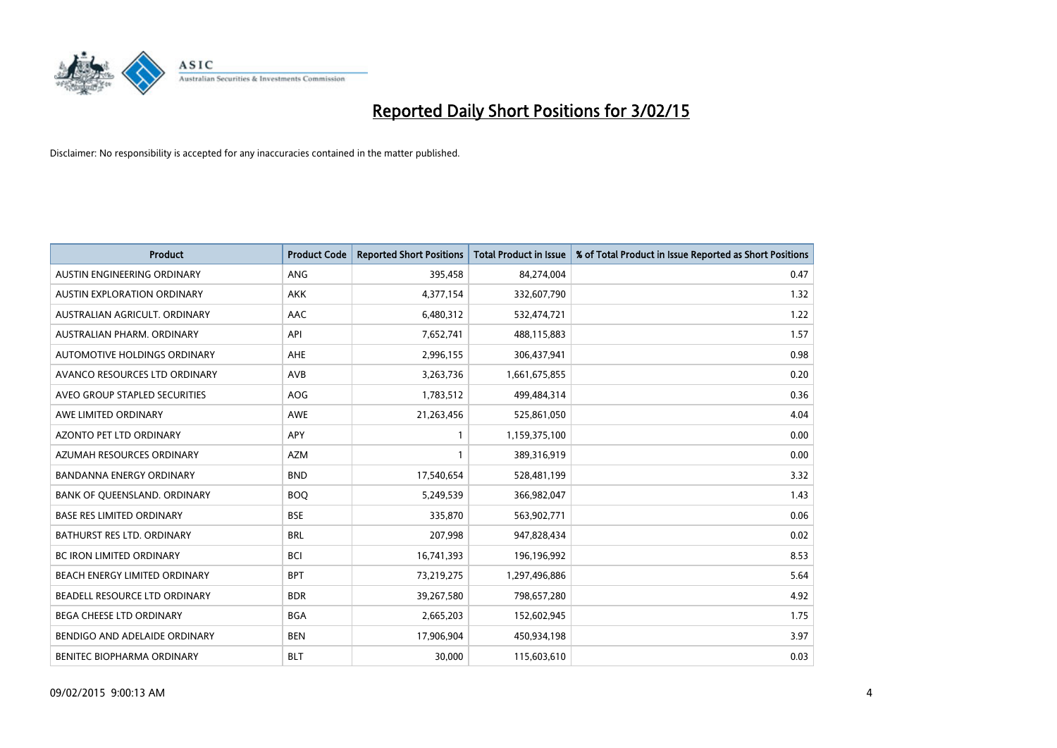# Reported Daily Short Positions for 3/02/15

Disclaimer: No responsibility is accepted for any inaccuracies contained in the matter published.

| Product | Product Code | Reported Short Positions | Total Product in Issue | % of Total Product in Issue Reported as Short Positions |
|---|---|---|---|---|
| AUSTIN ENGINEERING ORDINARY | ANG | 395,458 | 84,274,004 | 0.47 |
| AUSTIN EXPLORATION ORDINARY | AKK | 4,377,154 | 332,607,790 | 1.32 |
| AUSTRALIAN AGRICULT. ORDINARY | AAC | 6,480,312 | 532,474,721 | 1.22 |
| AUSTRALIAN PHARM. ORDINARY | API | 7,652,741 | 488,115,883 | 1.57 |
| AUTOMOTIVE HOLDINGS ORDINARY | AHE | 2,996,155 | 306,437,941 | 0.98 |
| AVANCO RESOURCES LTD ORDINARY | AVB | 3,263,736 | 1,661,675,855 | 0.20 |
| AVEO GROUP STAPLED SECURITIES | AOG | 1,783,512 | 499,484,314 | 0.36 |
| AWE LIMITED ORDINARY | AWE | 21,263,456 | 525,861,050 | 4.04 |
| AZONTO PET LTD ORDINARY | APY | 1 | 1,159,375,100 | 0.00 |
| AZUMAH RESOURCES ORDINARY | AZM | 1 | 389,316,919 | 0.00 |
| BANDANNA ENERGY ORDINARY | BND | 17,540,654 | 528,481,199 | 3.32 |
| BANK OF QUEENSLAND. ORDINARY | BOQ | 5,249,539 | 366,982,047 | 1.43 |
| BASE RES LIMITED ORDINARY | BSE | 335,870 | 563,902,771 | 0.06 |
| BATHURST RES LTD. ORDINARY | BRL | 207,998 | 947,828,434 | 0.02 |
| BC IRON LIMITED ORDINARY | BCI | 16,741,393 | 196,196,992 | 8.53 |
| BEACH ENERGY LIMITED ORDINARY | BPT | 73,219,275 | 1,297,496,886 | 5.64 |
| BEADELL RESOURCE LTD ORDINARY | BDR | 39,267,580 | 798,657,280 | 4.92 |
| BEGA CHEESE LTD ORDINARY | BGA | 2,665,203 | 152,602,945 | 1.75 |
| BENDIGO AND ADELAIDE ORDINARY | BEN | 17,906,904 | 450,934,198 | 3.97 |
| BENITEC BIOPHARMA ORDINARY | BLT | 30,000 | 115,603,610 | 0.03 |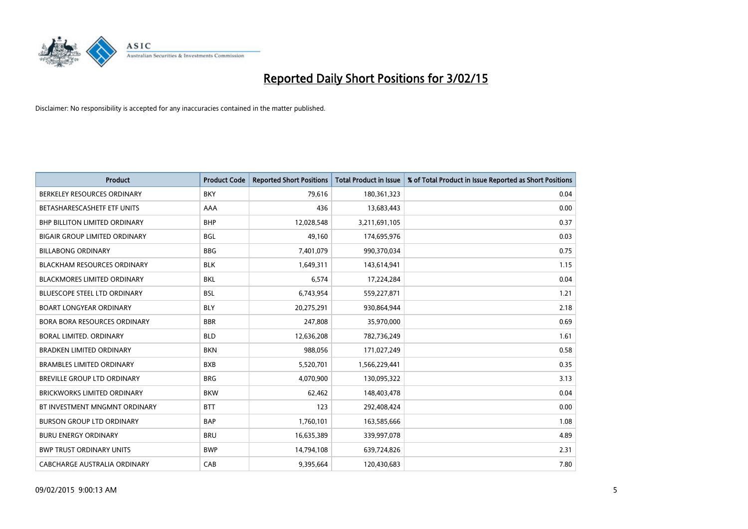# Reported Daily Short Positions for 3/02/15

Disclaimer: No responsibility is accepted for any inaccuracies contained in the matter published.

| Product | Product Code | Reported Short Positions | Total Product in Issue | % of Total Product in Issue Reported as Short Positions |
|---|---|---|---|---|
| BERKELEY RESOURCES ORDINARY | BKY | 79,616 | 180,361,323 | 0.04 |
| BETASHARESCASHETF ETF UNITS | AAA | 436 | 13,683,443 | 0.00 |
| BHP BILLITON LIMITED ORDINARY | BHP | 12,028,548 | 3,211,691,105 | 0.37 |
| BIGAIR GROUP LIMITED ORDINARY | BGL | 49,160 | 174,695,976 | 0.03 |
| BILLABONG ORDINARY | BBG | 7,401,079 | 990,370,034 | 0.75 |
| BLACKHAM RESOURCES ORDINARY | BLK | 1,649,311 | 143,614,941 | 1.15 |
| BLACKMORES LIMITED ORDINARY | BKL | 6,574 | 17,224,284 | 0.04 |
| BLUESCOPE STEEL LTD ORDINARY | BSL | 6,743,954 | 559,227,871 | 1.21 |
| BOART LONGYEAR ORDINARY | BLY | 20,275,291 | 930,864,944 | 2.18 |
| BORA BORA RESOURCES ORDINARY | BBR | 247,808 | 35,970,000 | 0.69 |
| BORAL LIMITED. ORDINARY | BLD | 12,636,208 | 782,736,249 | 1.61 |
| BRADKEN LIMITED ORDINARY | BKN | 988,056 | 171,027,249 | 0.58 |
| BRAMBLES LIMITED ORDINARY | BXB | 5,520,701 | 1,566,229,441 | 0.35 |
| BREVILLE GROUP LTD ORDINARY | BRG | 4,070,900 | 130,095,322 | 3.13 |
| BRICKWORKS LIMITED ORDINARY | BKW | 62,462 | 148,403,478 | 0.04 |
| BT INVESTMENT MNGMNT ORDINARY | BTT | 123 | 292,408,424 | 0.00 |
| BURSON GROUP LTD ORDINARY | BAP | 1,760,101 | 163,585,666 | 1.08 |
| BURU ENERGY ORDINARY | BRU | 16,635,389 | 339,997,078 | 4.89 |
| BWP TRUST ORDINARY UNITS | BWP | 14,794,108 | 639,724,826 | 2.31 |
| CABCHARGE AUSTRALIA ORDINARY | CAB | 9,395,664 | 120,430,683 | 7.80 |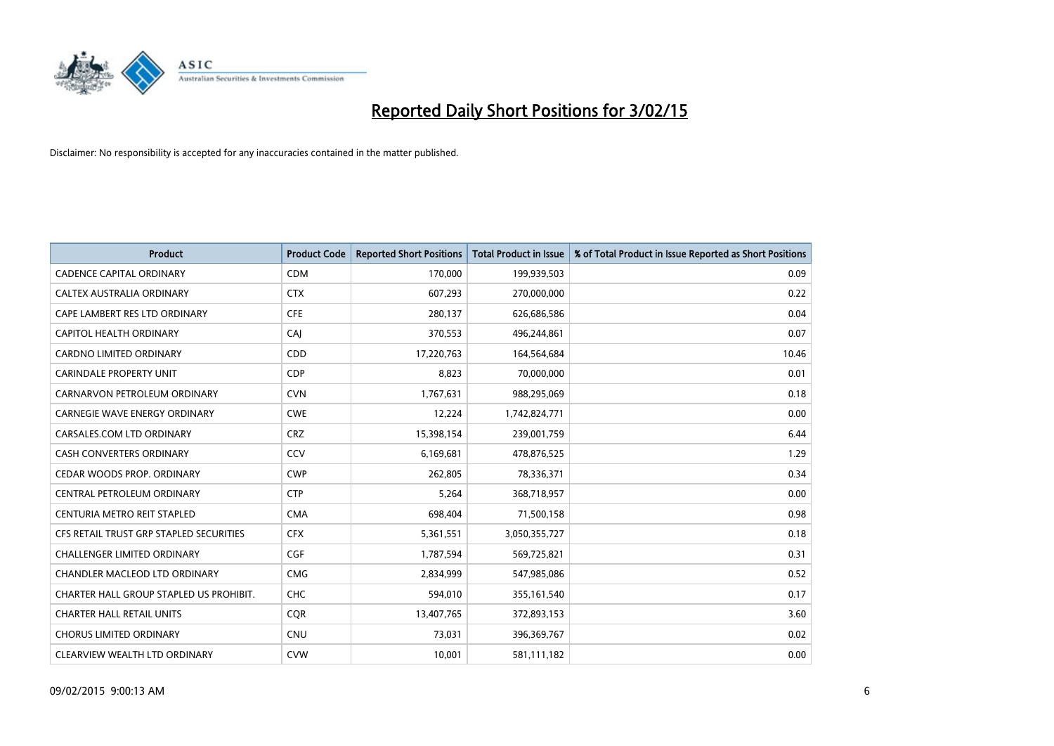# Reported Daily Short Positions for 3/02/15

Disclaimer: No responsibility is accepted for any inaccuracies contained in the matter published.

| Product | Product Code | Reported Short Positions | Total Product in Issue | % of Total Product in Issue Reported as Short Positions |
|---|---|---|---|---|
| CADENCE CAPITAL ORDINARY | CDM | 170,000 | 199,939,503 | 0.09 |
| CALTEX AUSTRALIA ORDINARY | CTX | 607,293 | 270,000,000 | 0.22 |
| CAPE LAMBERT RES LTD ORDINARY | CFE | 280,137 | 626,686,586 | 0.04 |
| CAPITOL HEALTH ORDINARY | CAJ | 370,553 | 496,244,861 | 0.07 |
| CARDNO LIMITED ORDINARY | CDD | 17,220,763 | 164,564,684 | 10.46 |
| CARINDALE PROPERTY UNIT | CDP | 8,823 | 70,000,000 | 0.01 |
| CARNARVON PETROLEUM ORDINARY | CVN | 1,767,631 | 988,295,069 | 0.18 |
| CARNEGIE WAVE ENERGY ORDINARY | CWE | 12,224 | 1,742,824,771 | 0.00 |
| CARSALES.COM LTD ORDINARY | CRZ | 15,398,154 | 239,001,759 | 6.44 |
| CASH CONVERTERS ORDINARY | CCV | 6,169,681 | 478,876,525 | 1.29 |
| CEDAR WOODS PROP. ORDINARY | CWP | 262,805 | 78,336,371 | 0.34 |
| CENTRAL PETROLEUM ORDINARY | CTP | 5,264 | 368,718,957 | 0.00 |
| CENTURIA METRO REIT STAPLED | CMA | 698,404 | 71,500,158 | 0.98 |
| CFS RETAIL TRUST GRP STAPLED SECURITIES | CFX | 5,361,551 | 3,050,355,727 | 0.18 |
| CHALLENGER LIMITED ORDINARY | CGF | 1,787,594 | 569,725,821 | 0.31 |
| CHANDLER MACLEOD LTD ORDINARY | CMG | 2,834,999 | 547,985,086 | 0.52 |
| CHARTER HALL GROUP STAPLED US PROHIBIT. | CHC | 594,010 | 355,161,540 | 0.17 |
| CHARTER HALL RETAIL UNITS | CQR | 13,407,765 | 372,893,153 | 3.60 |
| CHORUS LIMITED ORDINARY | CNU | 73,031 | 396,369,767 | 0.02 |
| CLEARVIEW WEALTH LTD ORDINARY | CVW | 10,001 | 581,111,182 | 0.00 |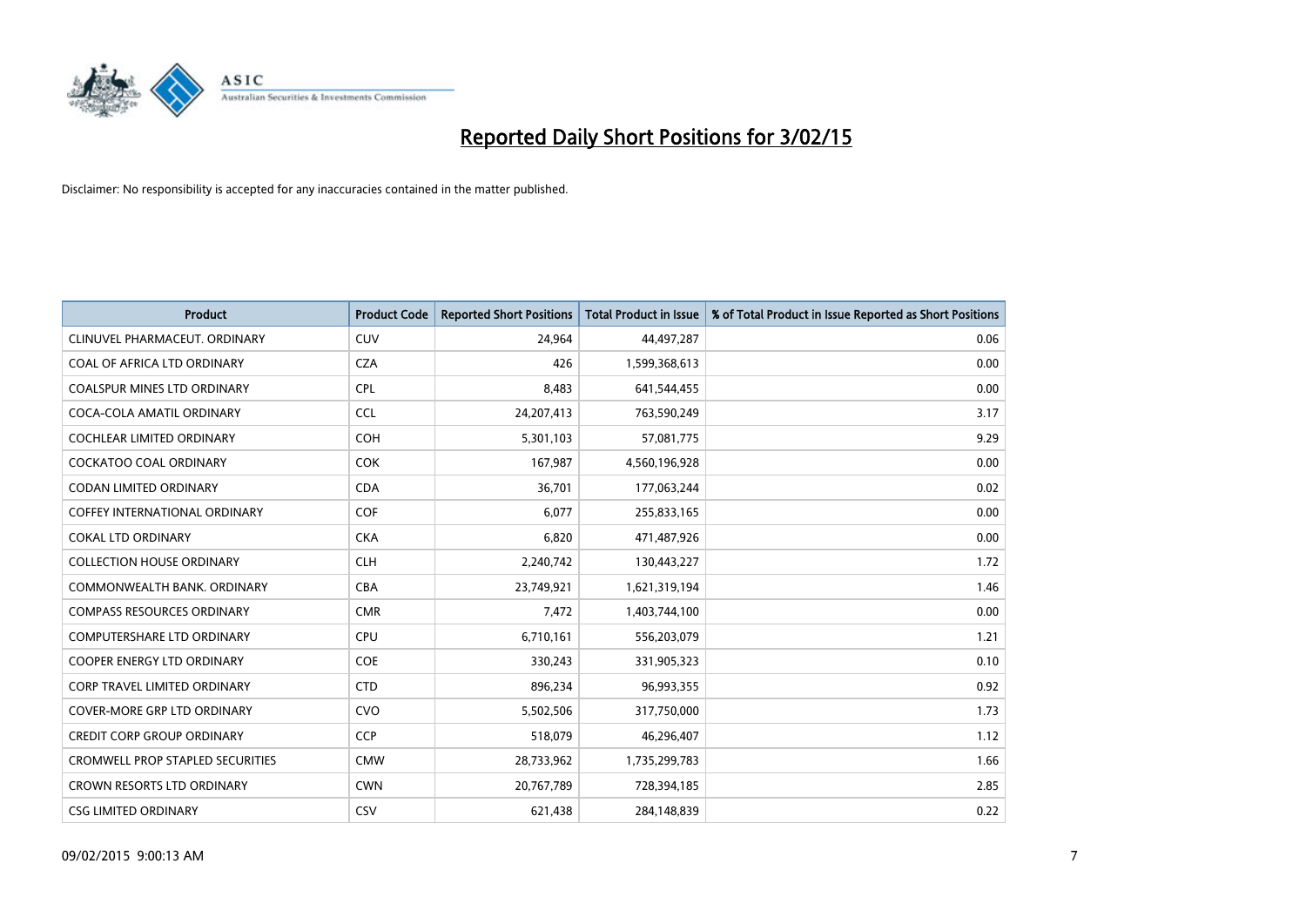# Reported Daily Short Positions for 3/02/15

Disclaimer: No responsibility is accepted for any inaccuracies contained in the matter published.

| Product | Product Code | Reported Short Positions | Total Product in Issue | % of Total Product in Issue Reported as Short Positions |
|---|---|---|---|---|
| CLINUVEL PHARMACEUT. ORDINARY | CUV | 24,964 | 44,497,287 | 0.06 |
| COAL OF AFRICA LTD ORDINARY | CZA | 426 | 1,599,368,613 | 0.00 |
| COALSPUR MINES LTD ORDINARY | CPL | 8,483 | 641,544,455 | 0.00 |
| COCA-COLA AMATIL ORDINARY | CCL | 24,207,413 | 763,590,249 | 3.17 |
| COCHLEAR LIMITED ORDINARY | COH | 5,301,103 | 57,081,775 | 9.29 |
| COCKATOO COAL ORDINARY | COK | 167,987 | 4,560,196,928 | 0.00 |
| CODAN LIMITED ORDINARY | CDA | 36,701 | 177,063,244 | 0.02 |
| COFFEY INTERNATIONAL ORDINARY | COF | 6,077 | 255,833,165 | 0.00 |
| COKAL LTD ORDINARY | CKA | 6,820 | 471,487,926 | 0.00 |
| COLLECTION HOUSE ORDINARY | CLH | 2,240,742 | 130,443,227 | 1.72 |
| COMMONWEALTH BANK. ORDINARY | CBA | 23,749,921 | 1,621,319,194 | 1.46 |
| COMPASS RESOURCES ORDINARY | CMR | 7,472 | 1,403,744,100 | 0.00 |
| COMPUTERSHARE LTD ORDINARY | CPU | 6,710,161 | 556,203,079 | 1.21 |
| COOPER ENERGY LTD ORDINARY | COE | 330,243 | 331,905,323 | 0.10 |
| CORP TRAVEL LIMITED ORDINARY | CTD | 896,234 | 96,993,355 | 0.92 |
| COVER-MORE GRP LTD ORDINARY | CVO | 5,502,506 | 317,750,000 | 1.73 |
| CREDIT CORP GROUP ORDINARY | CCP | 518,079 | 46,296,407 | 1.12 |
| CROMWELL PROP STAPLED SECURITIES | CMW | 28,733,962 | 1,735,299,783 | 1.66 |
| CROWN RESORTS LTD ORDINARY | CWN | 20,767,789 | 728,394,185 | 2.85 |
| CSG LIMITED ORDINARY | CSV | 621,438 | 284,148,839 | 0.22 |

09/02/2015 9:00:13 AM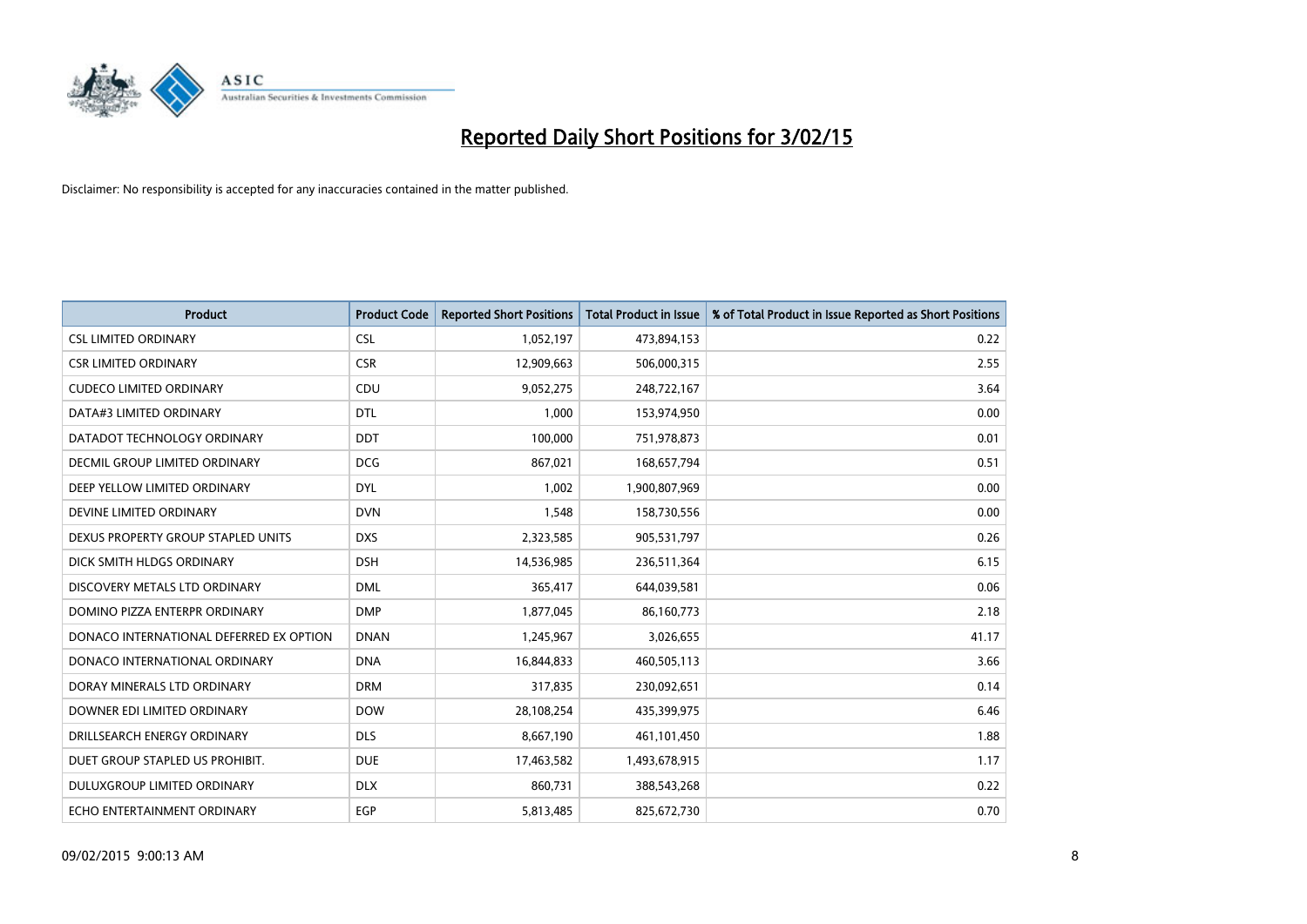# Reported Daily Short Positions for 3/02/15

Disclaimer: No responsibility is accepted for any inaccuracies contained in the matter published.

| Product | Product Code | Reported Short Positions | Total Product in Issue | % of Total Product in Issue Reported as Short Positions |
|---|---|---|---|---|
| CSL LIMITED ORDINARY | CSL | 1,052,197 | 473,894,153 | 0.22 |
| CSR LIMITED ORDINARY | CSR | 12,909,663 | 506,000,315 | 2.55 |
| CUDECO LIMITED ORDINARY | CDU | 9,052,275 | 248,722,167 | 3.64 |
| DATA#3 LIMITED ORDINARY | DTL | 1,000 | 153,974,950 | 0.00 |
| DATADOT TECHNOLOGY ORDINARY | DDT | 100,000 | 751,978,873 | 0.01 |
| DECMIL GROUP LIMITED ORDINARY | DCG | 867,021 | 168,657,794 | 0.51 |
| DEEP YELLOW LIMITED ORDINARY | DYL | 1,002 | 1,900,807,969 | 0.00 |
| DEVINE LIMITED ORDINARY | DVN | 1,548 | 158,730,556 | 0.00 |
| DEXUS PROPERTY GROUP STAPLED UNITS | DXS | 2,323,585 | 905,531,797 | 0.26 |
| DICK SMITH HLDGS ORDINARY | DSH | 14,536,985 | 236,511,364 | 6.15 |
| DISCOVERY METALS LTD ORDINARY | DML | 365,417 | 644,039,581 | 0.06 |
| DOMINO PIZZA ENTERPR ORDINARY | DMP | 1,877,045 | 86,160,773 | 2.18 |
| DONACO INTERNATIONAL DEFERRED EX OPTION | DNAN | 1,245,967 | 3,026,655 | 41.17 |
| DONACO INTERNATIONAL ORDINARY | DNA | 16,844,833 | 460,505,113 | 3.66 |
| DORAY MINERALS LTD ORDINARY | DRM | 317,835 | 230,092,651 | 0.14 |
| DOWNER EDI LIMITED ORDINARY | DOW | 28,108,254 | 435,399,975 | 6.46 |
| DRILLSEARCH ENERGY ORDINARY | DLS | 8,667,190 | 461,101,450 | 1.88 |
| DUET GROUP STAPLED US PROHIBIT. | DUE | 17,463,582 | 1,493,678,915 | 1.17 |
| DULUXGROUP LIMITED ORDINARY | DLX | 860,731 | 388,543,268 | 0.22 |
| ECHO ENTERTAINMENT ORDINARY | EGP | 5,813,485 | 825,672,730 | 0.70 |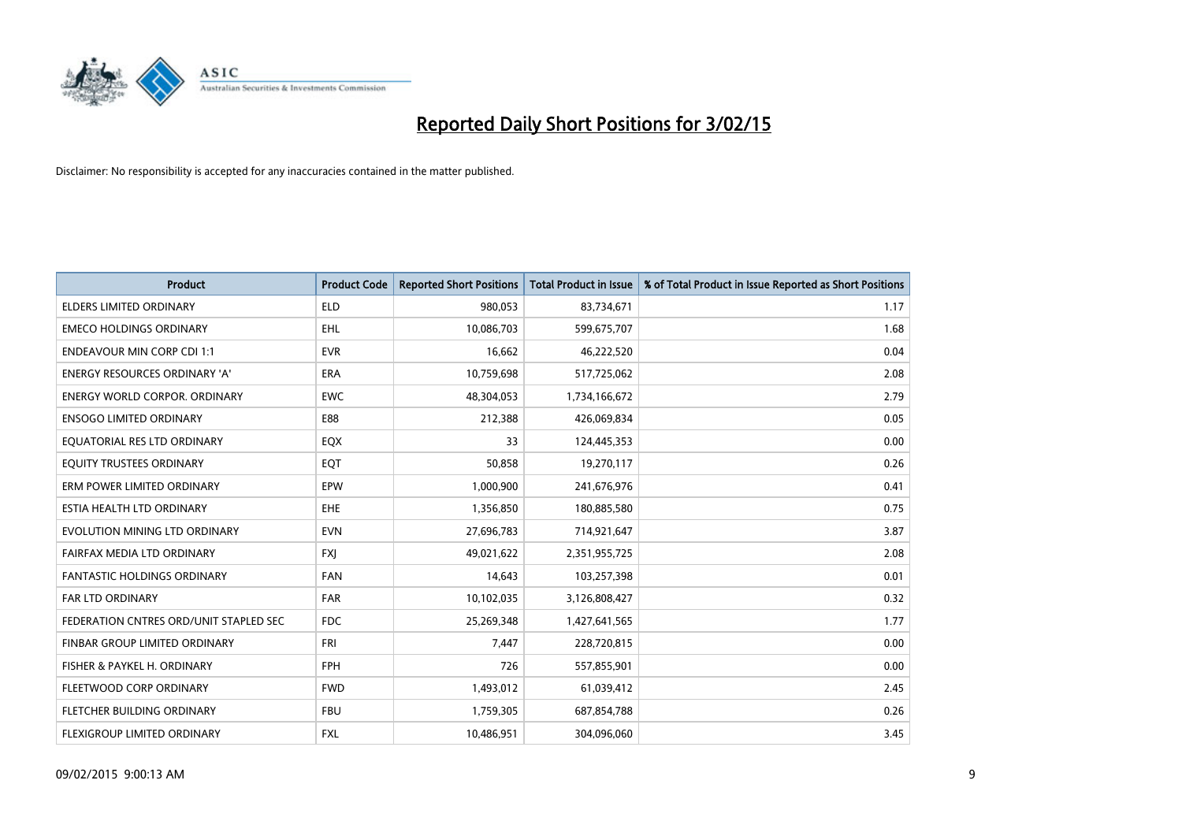# Reported Daily Short Positions for 3/02/15

Disclaimer: No responsibility is accepted for any inaccuracies contained in the matter published.

| Product | Product Code | Reported Short Positions | Total Product in Issue | % of Total Product in Issue Reported as Short Positions |
|---|---|---|---|---|
| ELDERS LIMITED ORDINARY | ELD | 980,053 | 83,734,671 | 1.17 |
| EMECO HOLDINGS ORDINARY | EHL | 10,086,703 | 599,675,707 | 1.68 |
| ENDEAVOUR MIN CORP CDI 1:1 | EVR | 16,662 | 46,222,520 | 0.04 |
| ENERGY RESOURCES ORDINARY 'A' | ERA | 10,759,698 | 517,725,062 | 2.08 |
| ENERGY WORLD CORPOR. ORDINARY | EWC | 48,304,053 | 1,734,166,672 | 2.79 |
| ENSOGO LIMITED ORDINARY | E88 | 212,388 | 426,069,834 | 0.05 |
| EQUATORIAL RES LTD ORDINARY | EQX | 33 | 124,445,353 | 0.00 |
| EQUITY TRUSTEES ORDINARY | EQT | 50,858 | 19,270,117 | 0.26 |
| ERM POWER LIMITED ORDINARY | EPW | 1,000,900 | 241,676,976 | 0.41 |
| ESTIA HEALTH LTD ORDINARY | EHE | 1,356,850 | 180,885,580 | 0.75 |
| EVOLUTION MINING LTD ORDINARY | EVN | 27,696,783 | 714,921,647 | 3.87 |
| FAIRFAX MEDIA LTD ORDINARY | FXJ | 49,021,622 | 2,351,955,725 | 2.08 |
| FANTASTIC HOLDINGS ORDINARY | FAN | 14,643 | 103,257,398 | 0.01 |
| FAR LTD ORDINARY | FAR | 10,102,035 | 3,126,808,427 | 0.32 |
| FEDERATION CNTRES ORD/UNIT STAPLED SEC | FDC | 25,269,348 | 1,427,641,565 | 1.77 |
| FINBAR GROUP LIMITED ORDINARY | FRI | 7,447 | 228,720,815 | 0.00 |
| FISHER & PAYKEL H. ORDINARY | FPH | 726 | 557,855,901 | 0.00 |
| FLEETWOOD CORP ORDINARY | FWD | 1,493,012 | 61,039,412 | 2.45 |
| FLETCHER BUILDING ORDINARY | FBU | 1,759,305 | 687,854,788 | 0.26 |
| FLEXIGROUP LIMITED ORDINARY | FXL | 10,486,951 | 304,096,060 | 3.45 |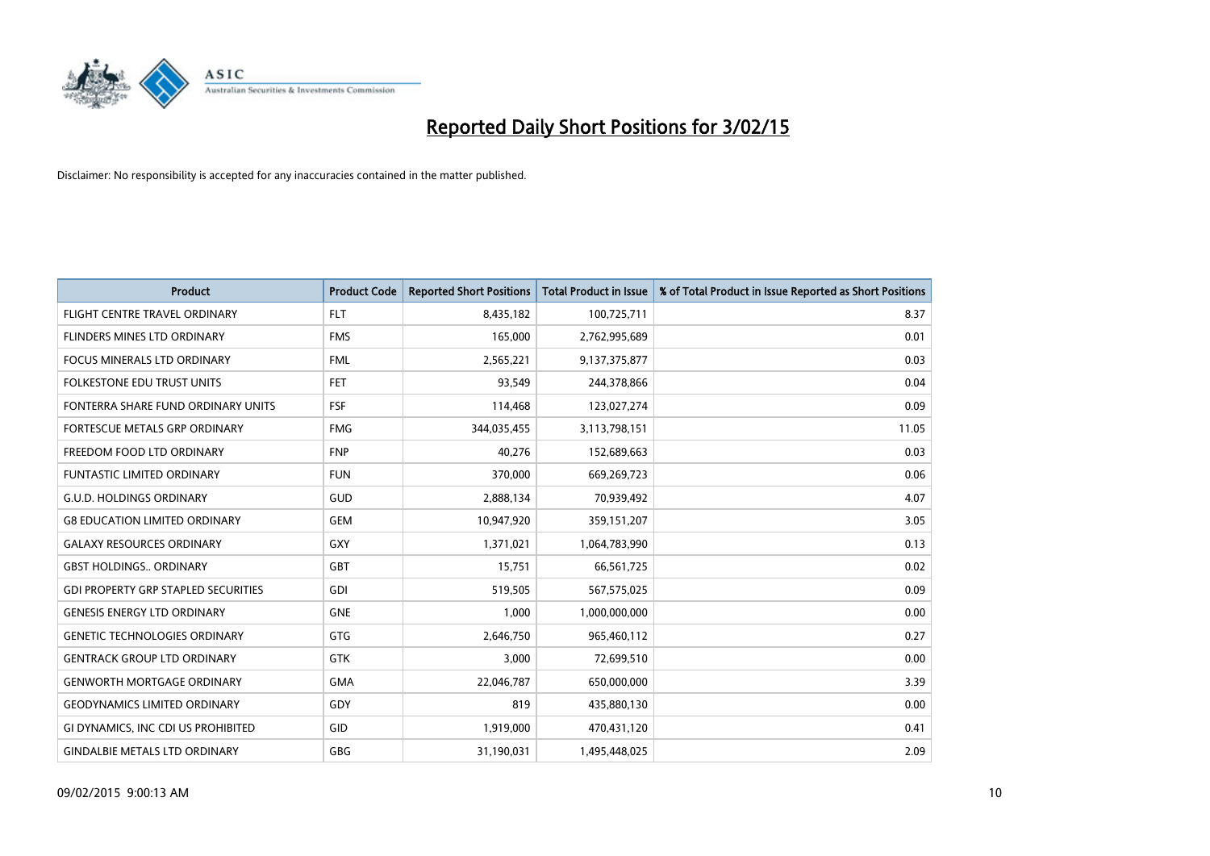# Reported Daily Short Positions for 3/02/15

Disclaimer: No responsibility is accepted for any inaccuracies contained in the matter published.

| Product | Product Code | Reported Short Positions | Total Product in Issue | % of Total Product in Issue Reported as Short Positions |
|---|---|---|---|---|
| FLIGHT CENTRE TRAVEL ORDINARY | FLT | 8,435,182 | 100,725,711 | 8.37 |
| FLINDERS MINES LTD ORDINARY | FMS | 165,000 | 2,762,995,689 | 0.01 |
| FOCUS MINERALS LTD ORDINARY | FML | 2,565,221 | 9,137,375,877 | 0.03 |
| FOLKESTONE EDU TRUST UNITS | FET | 93,549 | 244,378,866 | 0.04 |
| FONTERRA SHARE FUND ORDINARY UNITS | FSF | 114,468 | 123,027,274 | 0.09 |
| FORTESCUE METALS GRP ORDINARY | FMG | 344,035,455 | 3,113,798,151 | 11.05 |
| FREEDOM FOOD LTD ORDINARY | FNP | 40,276 | 152,689,663 | 0.03 |
| FUNTASTIC LIMITED ORDINARY | FUN | 370,000 | 669,269,723 | 0.06 |
| G.U.D. HOLDINGS ORDINARY | GUD | 2,888,134 | 70,939,492 | 4.07 |
| G8 EDUCATION LIMITED ORDINARY | GEM | 10,947,920 | 359,151,207 | 3.05 |
| GALAXY RESOURCES ORDINARY | GXY | 1,371,021 | 1,064,783,990 | 0.13 |
| GBST HOLDINGS.. ORDINARY | GBT | 15,751 | 66,561,725 | 0.02 |
| GDI PROPERTY GRP STAPLED SECURITIES | GDI | 519,505 | 567,575,025 | 0.09 |
| GENESIS ENERGY LTD ORDINARY | GNE | 1,000 | 1,000,000,000 | 0.00 |
| GENETIC TECHNOLOGIES ORDINARY | GTG | 2,646,750 | 965,460,112 | 0.27 |
| GENTRACK GROUP LTD ORDINARY | GTK | 3,000 | 72,699,510 | 0.00 |
| GENWORTH MORTGAGE ORDINARY | GMA | 22,046,787 | 650,000,000 | 3.39 |
| GEODYNAMICS LIMITED ORDINARY | GDY | 819 | 435,880,130 | 0.00 |
| GI DYNAMICS, INC CDI US PROHIBITED | GID | 1,919,000 | 470,431,120 | 0.41 |
| GINDALBIE METALS LTD ORDINARY | GBG | 31,190,031 | 1,495,448,025 | 2.09 |

09/02/2015 9:00:13 AM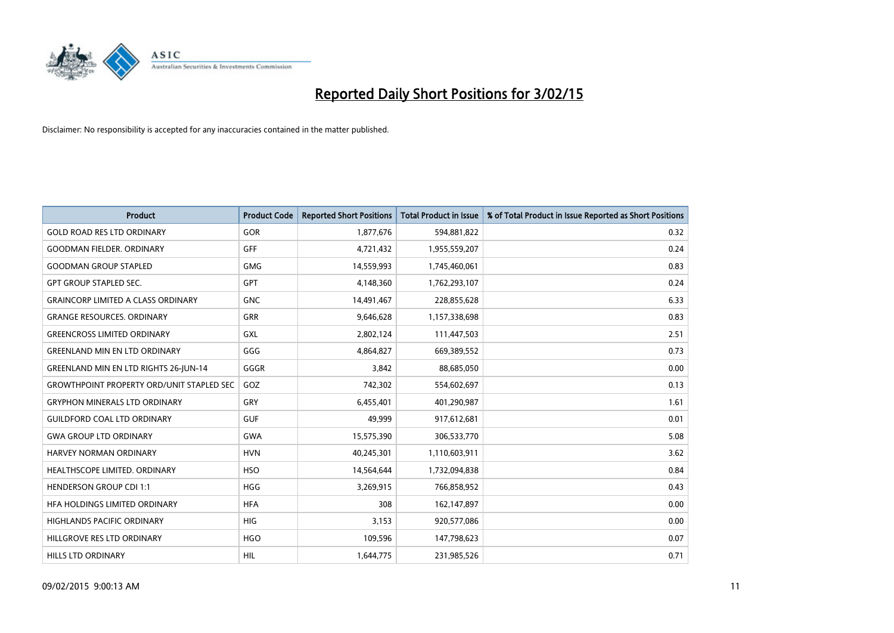# Reported Daily Short Positions for 3/02/15

Disclaimer: No responsibility is accepted for any inaccuracies contained in the matter published.

| Product | Product Code | Reported Short Positions | Total Product in Issue | % of Total Product in Issue Reported as Short Positions |
|---|---|---|---|---|
| GOLD ROAD RES LTD ORDINARY | GOR | 1,877,676 | 594,881,822 | 0.32 |
| GOODMAN FIELDER. ORDINARY | GFF | 4,721,432 | 1,955,559,207 | 0.24 |
| GOODMAN GROUP STAPLED | GMG | 14,559,993 | 1,745,460,061 | 0.83 |
| GPT GROUP STAPLED SEC. | GPT | 4,148,360 | 1,762,293,107 | 0.24 |
| GRAINCORP LIMITED A CLASS ORDINARY | GNC | 14,491,467 | 228,855,628 | 6.33 |
| GRANGE RESOURCES. ORDINARY | GRR | 9,646,628 | 1,157,338,698 | 0.83 |
| GREENCROSS LIMITED ORDINARY | GXL | 2,802,124 | 111,447,503 | 2.51 |
| GREENLAND MIN EN LTD ORDINARY | GGG | 4,864,827 | 669,389,552 | 0.73 |
| GREENLAND MIN EN LTD RIGHTS 26-JUN-14 | GGGR | 3,842 | 88,685,050 | 0.00 |
| GROWTHPOINT PROPERTY ORD/UNIT STAPLED SEC | GOZ | 742,302 | 554,602,697 | 0.13 |
| GRYPHON MINERALS LTD ORDINARY | GRY | 6,455,401 | 401,290,987 | 1.61 |
| GUILDFORD COAL LTD ORDINARY | GUF | 49,999 | 917,612,681 | 0.01 |
| GWA GROUP LTD ORDINARY | GWA | 15,575,390 | 306,533,770 | 5.08 |
| HARVEY NORMAN ORDINARY | HVN | 40,245,301 | 1,110,603,911 | 3.62 |
| HEALTHSCOPE LIMITED. ORDINARY | HSO | 14,564,644 | 1,732,094,838 | 0.84 |
| HENDERSON GROUP CDI 1:1 | HGG | 3,269,915 | 766,858,952 | 0.43 |
| HFA HOLDINGS LIMITED ORDINARY | HFA | 308 | 162,147,897 | 0.00 |
| HIGHLANDS PACIFIC ORDINARY | HIG | 3,153 | 920,577,086 | 0.00 |
| HILLGROVE RES LTD ORDINARY | HGO | 109,596 | 147,798,623 | 0.07 |
| HILLS LTD ORDINARY | HIL | 1,644,775 | 231,985,526 | 0.71 |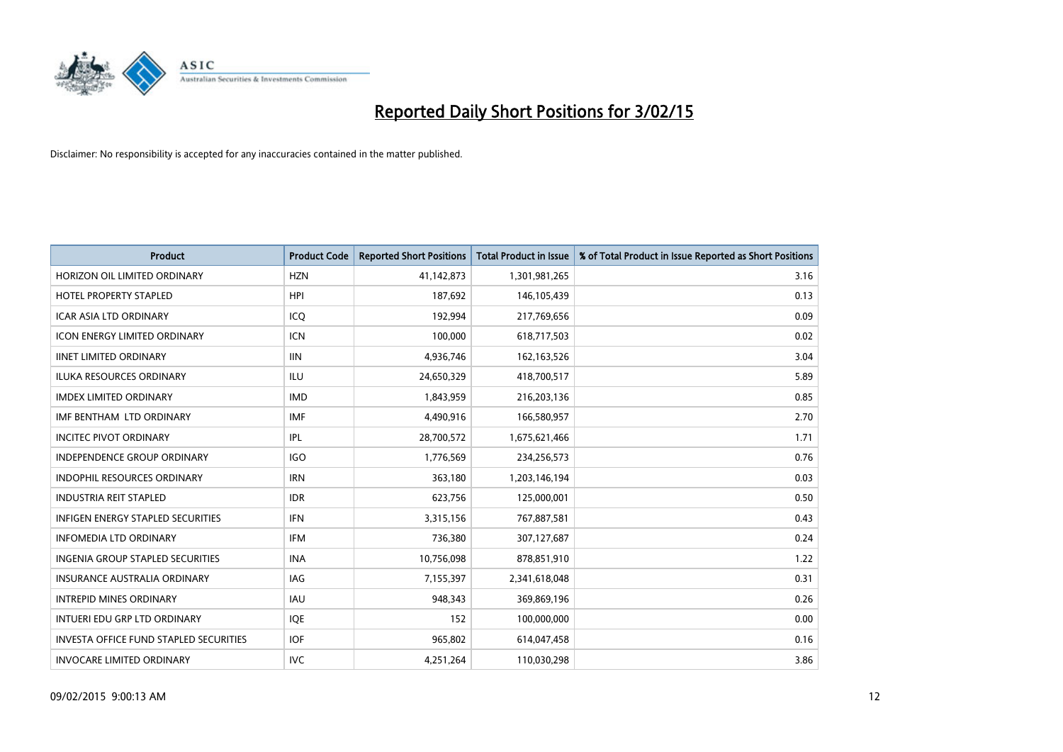# Reported Daily Short Positions for 3/02/15

Disclaimer: No responsibility is accepted for any inaccuracies contained in the matter published.

| Product | Product Code | Reported Short Positions | Total Product in Issue | % of Total Product in Issue Reported as Short Positions |
|---|---|---|---|---|
| HORIZON OIL LIMITED ORDINARY | HZN | 41,142,873 | 1,301,981,265 | 3.16 |
| HOTEL PROPERTY STAPLED | HPI | 187,692 | 146,105,439 | 0.13 |
| ICAR ASIA LTD ORDINARY | ICQ | 192,994 | 217,769,656 | 0.09 |
| ICON ENERGY LIMITED ORDINARY | ICN | 100,000 | 618,717,503 | 0.02 |
| IINET LIMITED ORDINARY | IIN | 4,936,746 | 162,163,526 | 3.04 |
| ILUKA RESOURCES ORDINARY | ILU | 24,650,329 | 418,700,517 | 5.89 |
| IMDEX LIMITED ORDINARY | IMD | 1,843,959 | 216,203,136 | 0.85 |
| IMF BENTHAM LTD ORDINARY | IMF | 4,490,916 | 166,580,957 | 2.70 |
| INCITEC PIVOT ORDINARY | IPL | 28,700,572 | 1,675,621,466 | 1.71 |
| INDEPENDENCE GROUP ORDINARY | IGO | 1,776,569 | 234,256,573 | 0.76 |
| INDOPHIL RESOURCES ORDINARY | IRN | 363,180 | 1,203,146,194 | 0.03 |
| INDUSTRIA REIT STAPLED | IDR | 623,756 | 125,000,001 | 0.50 |
| INFIGEN ENERGY STAPLED SECURITIES | IFN | 3,315,156 | 767,887,581 | 0.43 |
| INFOMEDIA LTD ORDINARY | IFM | 736,380 | 307,127,687 | 0.24 |
| INGENIA GROUP STAPLED SECURITIES | INA | 10,756,098 | 878,851,910 | 1.22 |
| INSURANCE AUSTRALIA ORDINARY | IAG | 7,155,397 | 2,341,618,048 | 0.31 |
| INTREPID MINES ORDINARY | IAU | 948,343 | 369,869,196 | 0.26 |
| INTUERI EDU GRP LTD ORDINARY | IQE | 152 | 100,000,000 | 0.00 |
| INVESTA OFFICE FUND STAPLED SECURITIES | IOF | 965,802 | 614,047,458 | 0.16 |
| INVOCARE LIMITED ORDINARY | IVC | 4,251,264 | 110,030,298 | 3.86 |

09/02/2015 9:00:13 AM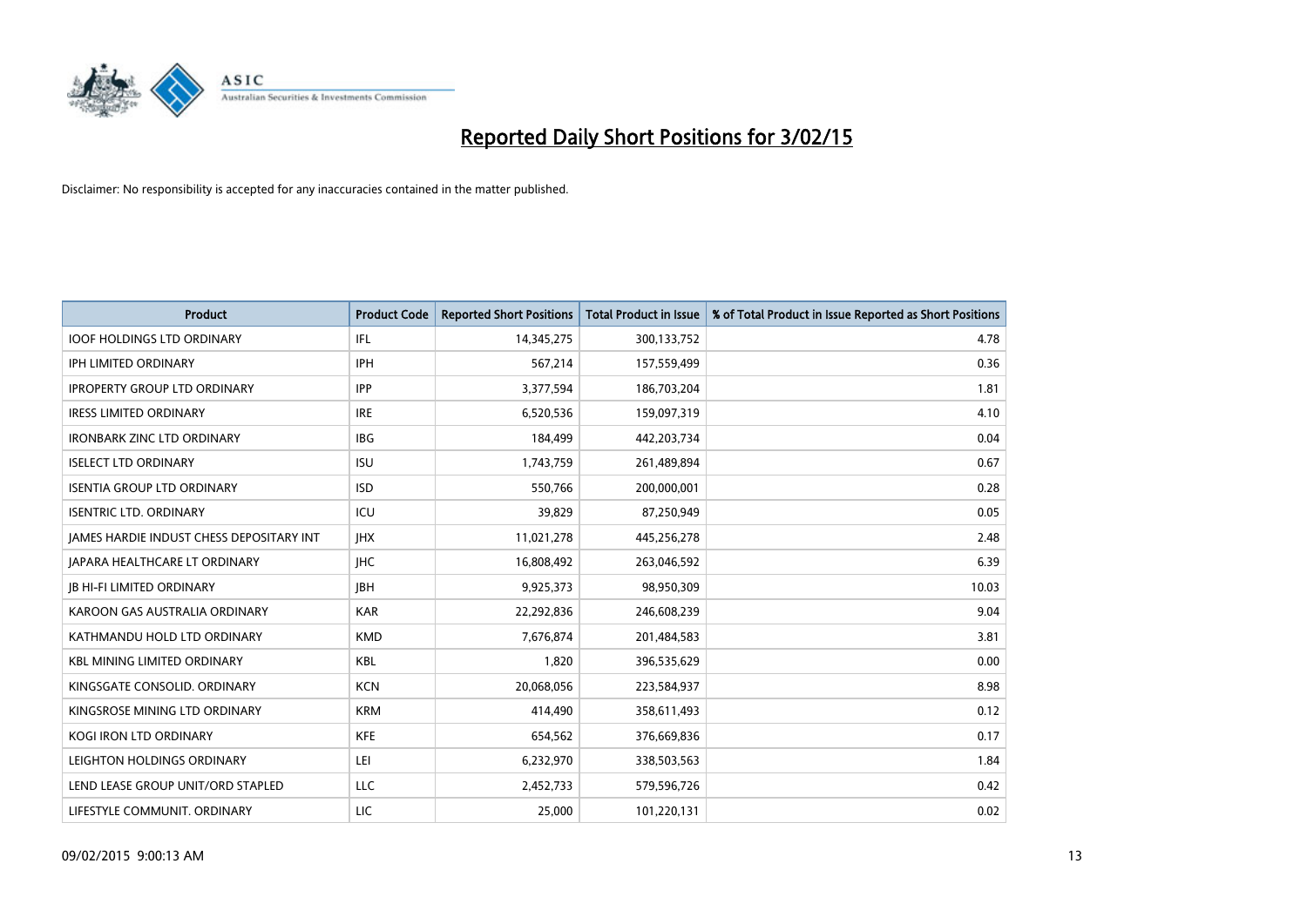# Reported Daily Short Positions for 3/02/15

Disclaimer: No responsibility is accepted for any inaccuracies contained in the matter published.

| Product | Product Code | Reported Short Positions | Total Product in Issue | % of Total Product in Issue Reported as Short Positions |
| --- | --- | --- | --- | --- |
| IOOF HOLDINGS LTD ORDINARY | IFL | 14,345,275 | 300,133,752 | 4.78 |
| IPH LIMITED ORDINARY | IPH | 567,214 | 157,559,499 | 0.36 |
| IPROPERTY GROUP LTD ORDINARY | IPP | 3,377,594 | 186,703,204 | 1.81 |
| IRESS LIMITED ORDINARY | IRE | 6,520,536 | 159,097,319 | 4.10 |
| IRONBARK ZINC LTD ORDINARY | IBG | 184,499 | 442,203,734 | 0.04 |
| ISELECT LTD ORDINARY | ISU | 1,743,759 | 261,489,894 | 0.67 |
| ISENTIA GROUP LTD ORDINARY | ISD | 550,766 | 200,000,001 | 0.28 |
| ISENTRIC LTD. ORDINARY | ICU | 39,829 | 87,250,949 | 0.05 |
| JAMES HARDIE INDUST CHESS DEPOSITARY INT | JHX | 11,021,278 | 445,256,278 | 2.48 |
| JAPARA HEALTHCARE LT ORDINARY | JHC | 16,808,492 | 263,046,592 | 6.39 |
| JB HI-FI LIMITED ORDINARY | JBH | 9,925,373 | 98,950,309 | 10.03 |
| KAROON GAS AUSTRALIA ORDINARY | KAR | 22,292,836 | 246,608,239 | 9.04 |
| KATHMANDU HOLD LTD ORDINARY | KMD | 7,676,874 | 201,484,583 | 3.81 |
| KBL MINING LIMITED ORDINARY | KBL | 1,820 | 396,535,629 | 0.00 |
| KINGSGATE CONSOLID. ORDINARY | KCN | 20,068,056 | 223,584,937 | 8.98 |
| KINGSROSE MINING LTD ORDINARY | KRM | 414,490 | 358,611,493 | 0.12 |
| KOGI IRON LTD ORDINARY | KFE | 654,562 | 376,669,836 | 0.17 |
| LEIGHTON HOLDINGS ORDINARY | LEI | 6,232,970 | 338,503,563 | 1.84 |
| LEND LEASE GROUP UNIT/ORD STAPLED | LLC | 2,452,733 | 579,596,726 | 0.42 |
| LIFESTYLE COMMUNIT. ORDINARY | LIC | 25,000 | 101,220,131 | 0.02 |

09/02/2015 9:00:13 AM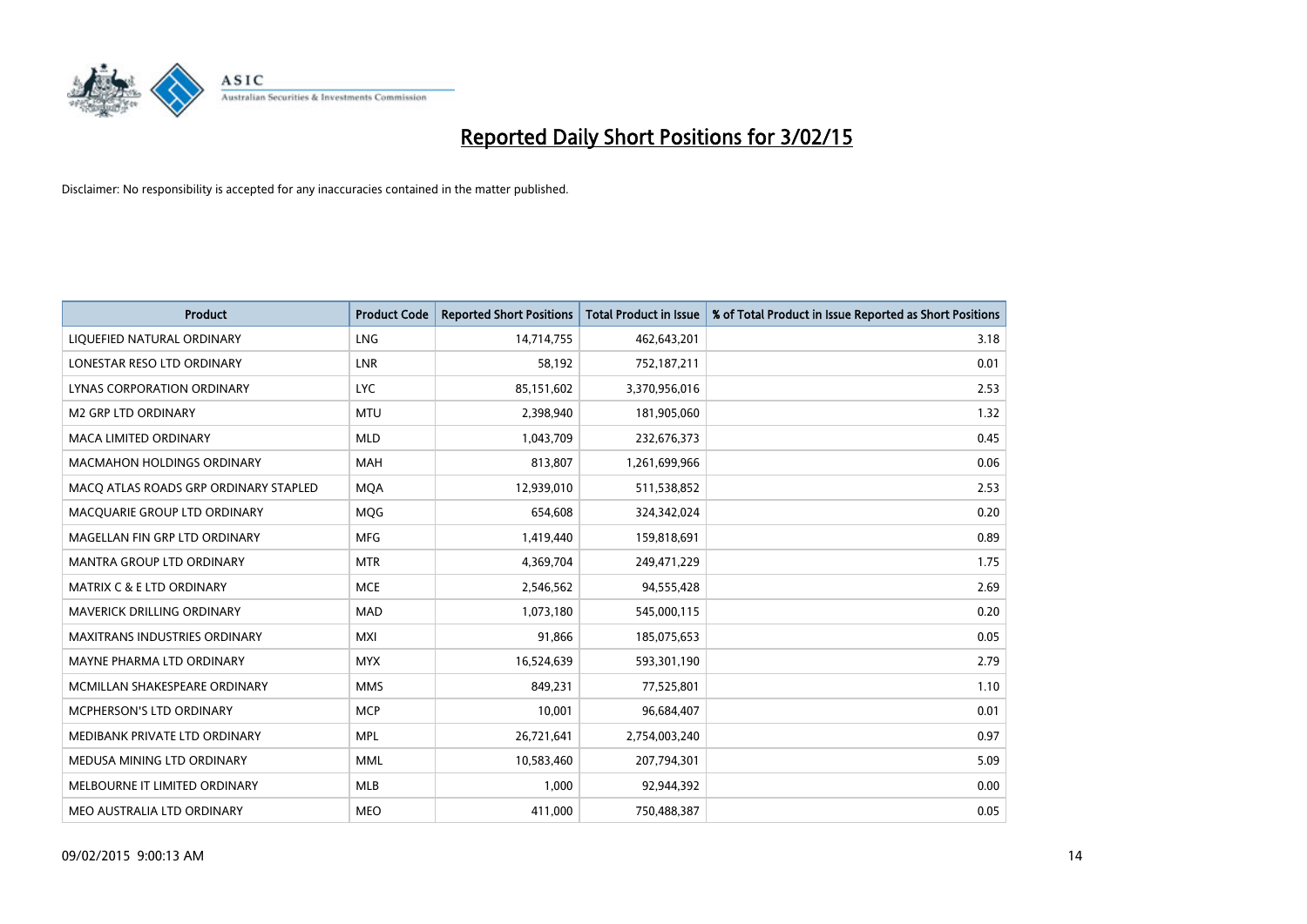# Reported Daily Short Positions for 3/02/15

Disclaimer: No responsibility is accepted for any inaccuracies contained in the matter published.

| Product | Product Code | Reported Short Positions | Total Product in Issue | % of Total Product in Issue Reported as Short Positions |
|---|---|---|---|---|
| LIQUEFIED NATURAL ORDINARY | LNG | 14,714,755 | 462,643,201 | 3.18 |
| LONESTAR RESO LTD ORDINARY | LNR | 58,192 | 752,187,211 | 0.01 |
| LYNAS CORPORATION ORDINARY | LYC | 85,151,602 | 3,370,956,016 | 2.53 |
| M2 GRP LTD ORDINARY | MTU | 2,398,940 | 181,905,060 | 1.32 |
| MACA LIMITED ORDINARY | MLD | 1,043,709 | 232,676,373 | 0.45 |
| MACMAHON HOLDINGS ORDINARY | MAH | 813,807 | 1,261,699,966 | 0.06 |
| MACQ ATLAS ROADS GRP ORDINARY STAPLED | MQA | 12,939,010 | 511,538,852 | 2.53 |
| MACQUARIE GROUP LTD ORDINARY | MQG | 654,608 | 324,342,024 | 0.20 |
| MAGELLAN FIN GRP LTD ORDINARY | MFG | 1,419,440 | 159,818,691 | 0.89 |
| MANTRA GROUP LTD ORDINARY | MTR | 4,369,704 | 249,471,229 | 1.75 |
| MATRIX C & E LTD ORDINARY | MCE | 2,546,562 | 94,555,428 | 2.69 |
| MAVERICK DRILLING ORDINARY | MAD | 1,073,180 | 545,000,115 | 0.20 |
| MAXITRANS INDUSTRIES ORDINARY | MXI | 91,866 | 185,075,653 | 0.05 |
| MAYNE PHARMA LTD ORDINARY | MYX | 16,524,639 | 593,301,190 | 2.79 |
| MCMILLAN SHAKESPEARE ORDINARY | MMS | 849,231 | 77,525,801 | 1.10 |
| MCPHERSON'S LTD ORDINARY | MCP | 10,001 | 96,684,407 | 0.01 |
| MEDIBANK PRIVATE LTD ORDINARY | MPL | 26,721,641 | 2,754,003,240 | 0.97 |
| MEDUSA MINING LTD ORDINARY | MML | 10,583,460 | 207,794,301 | 5.09 |
| MELBOURNE IT LIMITED ORDINARY | MLB | 1,000 | 92,944,392 | 0.00 |
| MEO AUSTRALIA LTD ORDINARY | MEO | 411,000 | 750,488,387 | 0.05 |

09/02/2015 9:00:13 AM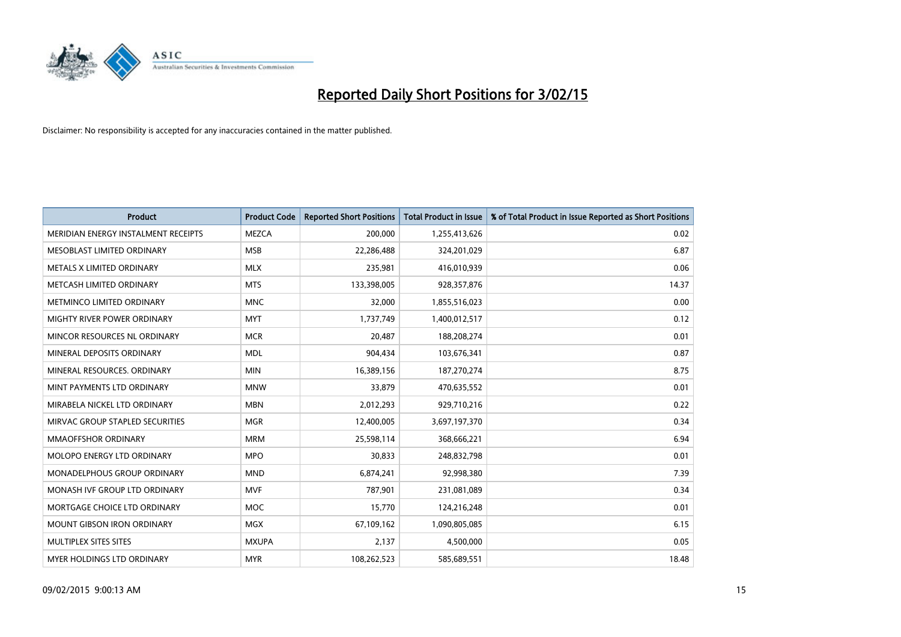# Reported Daily Short Positions for 3/02/15

Disclaimer: No responsibility is accepted for any inaccuracies contained in the matter published.

| Product | Product Code | Reported Short Positions | Total Product in Issue | % of Total Product in Issue Reported as Short Positions |
|---|---|---|---|---|
| MERIDIAN ENERGY INSTALMENT RECEIPTS | MEZCA | 200,000 | 1,255,413,626 | 0.02 |
| MESOBLAST LIMITED ORDINARY | MSB | 22,286,488 | 324,201,029 | 6.87 |
| METALS X LIMITED ORDINARY | MLX | 235,981 | 416,010,939 | 0.06 |
| METCASH LIMITED ORDINARY | MTS | 133,398,005 | 928,357,876 | 14.37 |
| METMINCO LIMITED ORDINARY | MNC | 32,000 | 1,855,516,023 | 0.00 |
| MIGHTY RIVER POWER ORDINARY | MYT | 1,737,749 | 1,400,012,517 | 0.12 |
| MINCOR RESOURCES NL ORDINARY | MCR | 20,487 | 188,208,274 | 0.01 |
| MINERAL DEPOSITS ORDINARY | MDL | 904,434 | 103,676,341 | 0.87 |
| MINERAL RESOURCES. ORDINARY | MIN | 16,389,156 | 187,270,274 | 8.75 |
| MINT PAYMENTS LTD ORDINARY | MNW | 33,879 | 470,635,552 | 0.01 |
| MIRABELA NICKEL LTD ORDINARY | MBN | 2,012,293 | 929,710,216 | 0.22 |
| MIRVAC GROUP STAPLED SECURITIES | MGR | 12,400,005 | 3,697,197,370 | 0.34 |
| MMAOFFSHOR ORDINARY | MRM | 25,598,114 | 368,666,221 | 6.94 |
| MOLOPO ENERGY LTD ORDINARY | MPO | 30,833 | 248,832,798 | 0.01 |
| MONADELPHOUS GROUP ORDINARY | MND | 6,874,241 | 92,998,380 | 7.39 |
| MONASH IVF GROUP LTD ORDINARY | MVF | 787,901 | 231,081,089 | 0.34 |
| MORTGAGE CHOICE LTD ORDINARY | MOC | 15,770 | 124,216,248 | 0.01 |
| MOUNT GIBSON IRON ORDINARY | MGX | 67,109,162 | 1,090,805,085 | 6.15 |
| MULTIPLEX SITES SITES | MXUPA | 2,137 | 4,500,000 | 0.05 |
| MYER HOLDINGS LTD ORDINARY | MYR | 108,262,523 | 585,689,551 | 18.48 |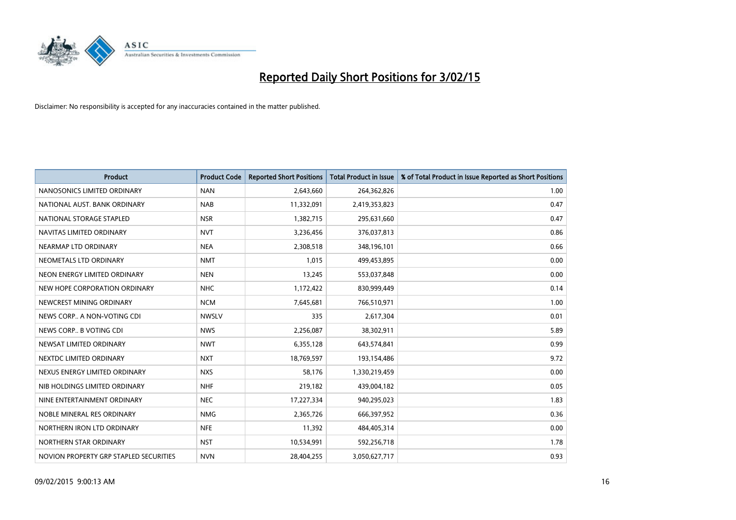# Reported Daily Short Positions for 3/02/15

Disclaimer: No responsibility is accepted for any inaccuracies contained in the matter published.

| Product | Product Code | Reported Short Positions | Total Product in Issue | % of Total Product in Issue Reported as Short Positions |
|---|---|---|---|---|
| NANOSONICS LIMITED ORDINARY | NAN | 2,643,660 | 264,362,826 | 1.00 |
| NATIONAL AUST. BANK ORDINARY | NAB | 11,332,091 | 2,419,353,823 | 0.47 |
| NATIONAL STORAGE STAPLED | NSR | 1,382,715 | 295,631,660 | 0.47 |
| NAVITAS LIMITED ORDINARY | NVT | 3,236,456 | 376,037,813 | 0.86 |
| NEARMAP LTD ORDINARY | NEA | 2,308,518 | 348,196,101 | 0.66 |
| NEOMETALS LTD ORDINARY | NMT | 1,015 | 499,453,895 | 0.00 |
| NEON ENERGY LIMITED ORDINARY | NEN | 13,245 | 553,037,848 | 0.00 |
| NEW HOPE CORPORATION ORDINARY | NHC | 1,172,422 | 830,999,449 | 0.14 |
| NEWCREST MINING ORDINARY | NCM | 7,645,681 | 766,510,971 | 1.00 |
| NEWS CORP.. A NON-VOTING CDI | NWSLV | 335 | 2,617,304 | 0.01 |
| NEWS CORP.. B VOTING CDI | NWS | 2,256,087 | 38,302,911 | 5.89 |
| NEWSAT LIMITED ORDINARY | NWT | 6,355,128 | 643,574,841 | 0.99 |
| NEXTDC LIMITED ORDINARY | NXT | 18,769,597 | 193,154,486 | 9.72 |
| NEXUS ENERGY LIMITED ORDINARY | NXS | 58,176 | 1,330,219,459 | 0.00 |
| NIB HOLDINGS LIMITED ORDINARY | NHF | 219,182 | 439,004,182 | 0.05 |
| NINE ENTERTAINMENT ORDINARY | NEC | 17,227,334 | 940,295,023 | 1.83 |
| NOBLE MINERAL RES ORDINARY | NMG | 2,365,726 | 666,397,952 | 0.36 |
| NORTHERN IRON LTD ORDINARY | NFE | 11,392 | 484,405,314 | 0.00 |
| NORTHERN STAR ORDINARY | NST | 10,534,991 | 592,256,718 | 1.78 |
| NOVION PROPERTY GRP STAPLED SECURITIES | NVN | 28,404,255 | 3,050,627,717 | 0.93 |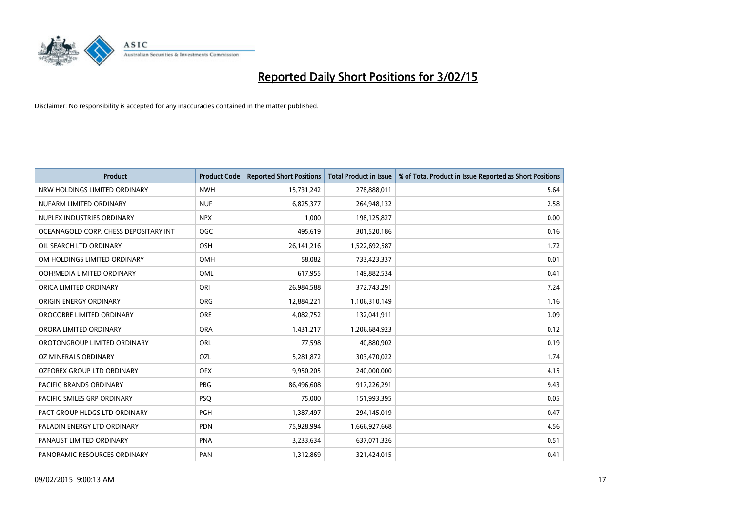# Reported Daily Short Positions for 3/02/15

Disclaimer: No responsibility is accepted for any inaccuracies contained in the matter published.

| Product | Product Code | Reported Short Positions | Total Product in Issue | % of Total Product in Issue Reported as Short Positions |
|---|---|---|---|---|
| NRW HOLDINGS LIMITED ORDINARY | NWH | 15,731,242 | 278,888,011 | 5.64 |
| NUFARM LIMITED ORDINARY | NUF | 6,825,377 | 264,948,132 | 2.58 |
| NUPLEX INDUSTRIES ORDINARY | NPX | 1,000 | 198,125,827 | 0.00 |
| OCEANAGOLD CORP. CHESS DEPOSITARY INT | OGC | 495,619 | 301,520,186 | 0.16 |
| OIL SEARCH LTD ORDINARY | OSH | 26,141,216 | 1,522,692,587 | 1.72 |
| OM HOLDINGS LIMITED ORDINARY | OMH | 58,082 | 733,423,337 | 0.01 |
| OOH!MEDIA LIMITED ORDINARY | OML | 617,955 | 149,882,534 | 0.41 |
| ORICA LIMITED ORDINARY | ORI | 26,984,588 | 372,743,291 | 7.24 |
| ORIGIN ENERGY ORDINARY | ORG | 12,884,221 | 1,106,310,149 | 1.16 |
| OROCOBRE LIMITED ORDINARY | ORE | 4,082,752 | 132,041,911 | 3.09 |
| ORORA LIMITED ORDINARY | ORA | 1,431,217 | 1,206,684,923 | 0.12 |
| OROTONGROUP LIMITED ORDINARY | ORL | 77,598 | 40,880,902 | 0.19 |
| OZ MINERALS ORDINARY | OZL | 5,281,872 | 303,470,022 | 1.74 |
| OZFOREX GROUP LTD ORDINARY | OFX | 9,950,205 | 240,000,000 | 4.15 |
| PACIFIC BRANDS ORDINARY | PBG | 86,496,608 | 917,226,291 | 9.43 |
| PACIFIC SMILES GRP ORDINARY | PSQ | 75,000 | 151,993,395 | 0.05 |
| PACT GROUP HLDGS LTD ORDINARY | PGH | 1,387,497 | 294,145,019 | 0.47 |
| PALADIN ENERGY LTD ORDINARY | PDN | 75,928,994 | 1,666,927,668 | 4.56 |
| PANAUST LIMITED ORDINARY | PNA | 3,233,634 | 637,071,326 | 0.51 |
| PANORAMIC RESOURCES ORDINARY | PAN | 1,312,869 | 321,424,015 | 0.41 |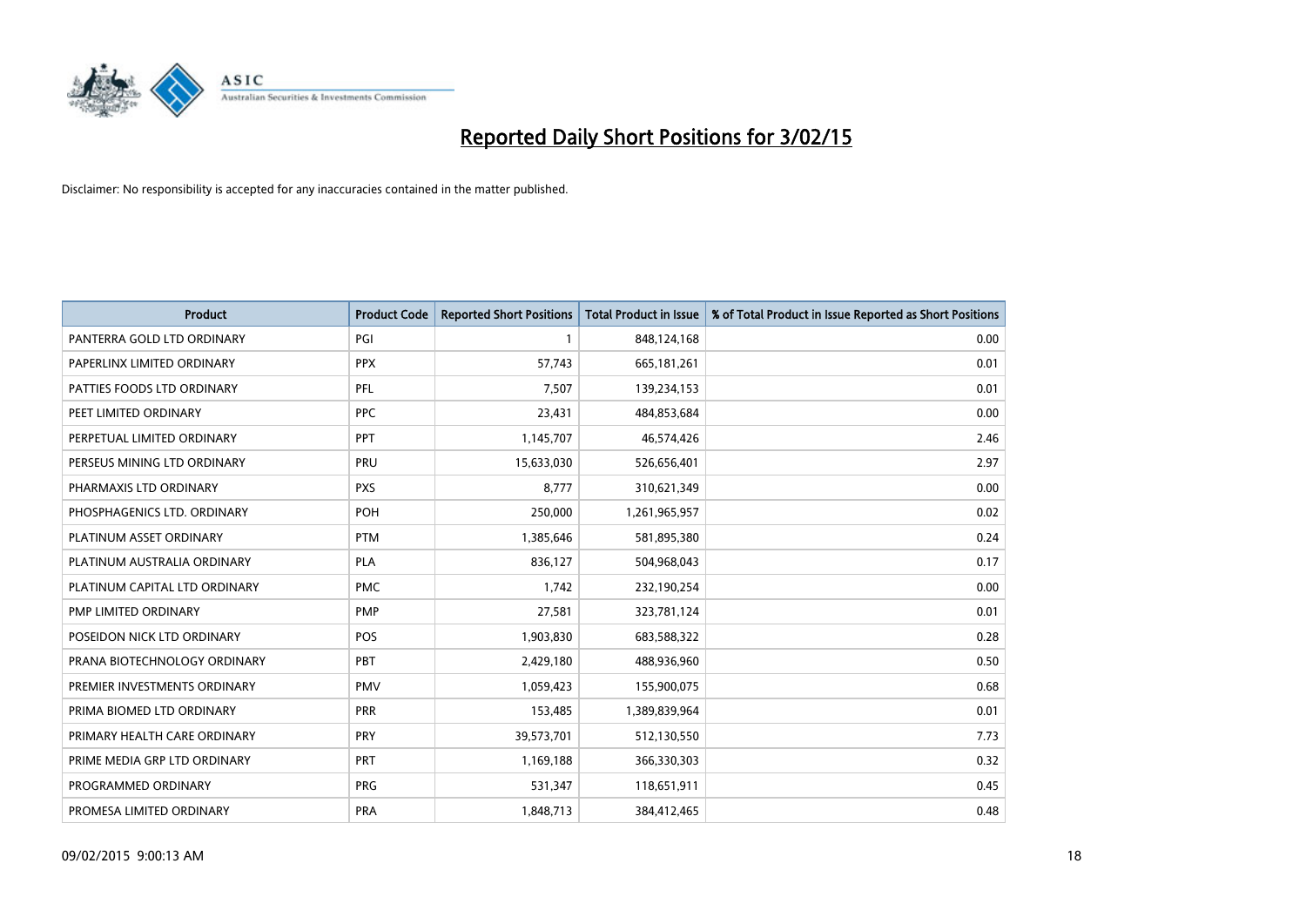# Reported Daily Short Positions for 3/02/15

Disclaimer: No responsibility is accepted for any inaccuracies contained in the matter published.

| Product | Product Code | Reported Short Positions | Total Product in Issue | % of Total Product in Issue Reported as Short Positions |
|---|---|---|---|---|
| PANTERRA GOLD LTD ORDINARY | PGI | 1 | 848,124,168 | 0.00 |
| PAPERLINX LIMITED ORDINARY | PPX | 57,743 | 665,181,261 | 0.01 |
| PATTIES FOODS LTD ORDINARY | PFL | 7,507 | 139,234,153 | 0.01 |
| PEET LIMITED ORDINARY | PPC | 23,431 | 484,853,684 | 0.00 |
| PERPETUAL LIMITED ORDINARY | PPT | 1,145,707 | 46,574,426 | 2.46 |
| PERSEUS MINING LTD ORDINARY | PRU | 15,633,030 | 526,656,401 | 2.97 |
| PHARMAXIS LTD ORDINARY | PXS | 8,777 | 310,621,349 | 0.00 |
| PHOSPHAGENICS LTD. ORDINARY | POH | 250,000 | 1,261,965,957 | 0.02 |
| PLATINUM ASSET ORDINARY | PTM | 1,385,646 | 581,895,380 | 0.24 |
| PLATINUM AUSTRALIA ORDINARY | PLA | 836,127 | 504,968,043 | 0.17 |
| PLATINUM CAPITAL LTD ORDINARY | PMC | 1,742 | 232,190,254 | 0.00 |
| PMP LIMITED ORDINARY | PMP | 27,581 | 323,781,124 | 0.01 |
| POSEIDON NICK LTD ORDINARY | POS | 1,903,830 | 683,588,322 | 0.28 |
| PRANA BIOTECHNOLOGY ORDINARY | PBT | 2,429,180 | 488,936,960 | 0.50 |
| PREMIER INVESTMENTS ORDINARY | PMV | 1,059,423 | 155,900,075 | 0.68 |
| PRIMA BIOMED LTD ORDINARY | PRR | 153,485 | 1,389,839,964 | 0.01 |
| PRIMARY HEALTH CARE ORDINARY | PRY | 39,573,701 | 512,130,550 | 7.73 |
| PRIME MEDIA GRP LTD ORDINARY | PRT | 1,169,188 | 366,330,303 | 0.32 |
| PROGRAMMED ORDINARY | PRG | 531,347 | 118,651,911 | 0.45 |
| PROMESA LIMITED ORDINARY | PRA | 1,848,713 | 384,412,465 | 0.48 |

09/02/2015 9:00:13 AM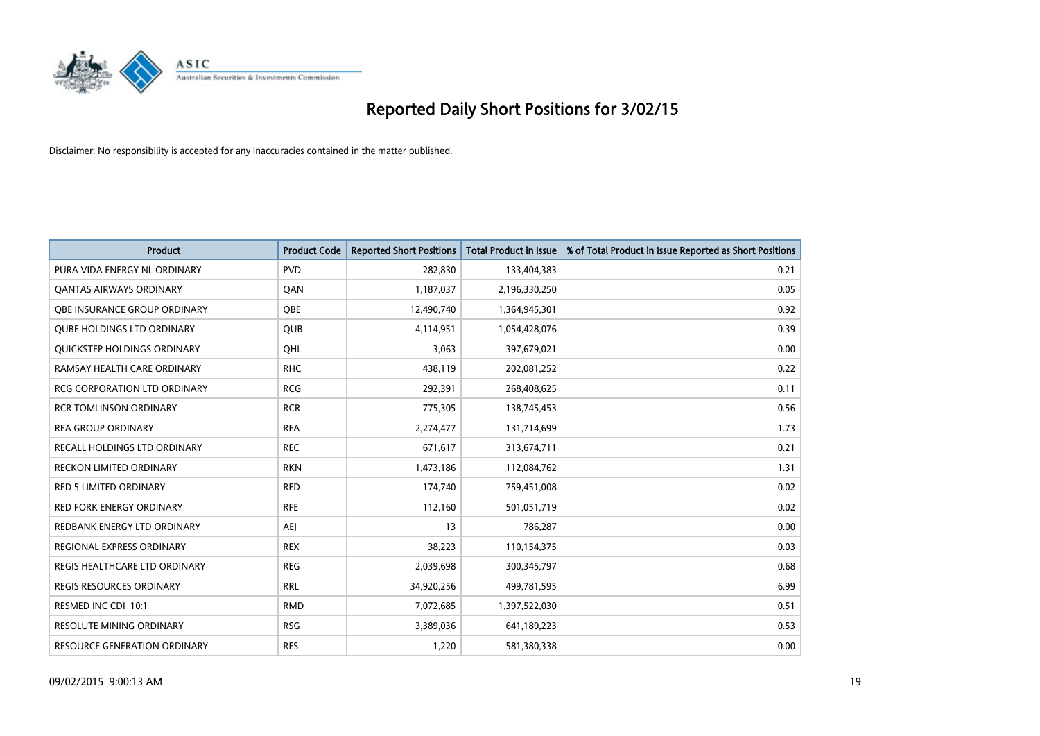# Reported Daily Short Positions for 3/02/15

Disclaimer: No responsibility is accepted for any inaccuracies contained in the matter published.

| Product | Product Code | Reported Short Positions | Total Product in Issue | % of Total Product in Issue Reported as Short Positions |
|---|---|---|---|---|
| PURA VIDA ENERGY NL ORDINARY | PVD | 282,830 | 133,404,383 | 0.21 |
| QANTAS AIRWAYS ORDINARY | QAN | 1,187,037 | 2,196,330,250 | 0.05 |
| QBE INSURANCE GROUP ORDINARY | QBE | 12,490,740 | 1,364,945,301 | 0.92 |
| QUBE HOLDINGS LTD ORDINARY | QUB | 4,114,951 | 1,054,428,076 | 0.39 |
| QUICKSTEP HOLDINGS ORDINARY | QHL | 3,063 | 397,679,021 | 0.00 |
| RAMSAY HEALTH CARE ORDINARY | RHC | 438,119 | 202,081,252 | 0.22 |
| RCG CORPORATION LTD ORDINARY | RCG | 292,391 | 268,408,625 | 0.11 |
| RCR TOMLINSON ORDINARY | RCR | 775,305 | 138,745,453 | 0.56 |
| REA GROUP ORDINARY | REA | 2,274,477 | 131,714,699 | 1.73 |
| RECALL HOLDINGS LTD ORDINARY | REC | 671,617 | 313,674,711 | 0.21 |
| RECKON LIMITED ORDINARY | RKN | 1,473,186 | 112,084,762 | 1.31 |
| RED 5 LIMITED ORDINARY | RED | 174,740 | 759,451,008 | 0.02 |
| RED FORK ENERGY ORDINARY | RFE | 112,160 | 501,051,719 | 0.02 |
| REDBANK ENERGY LTD ORDINARY | AEJ | 13 | 786,287 | 0.00 |
| REGIONAL EXPRESS ORDINARY | REX | 38,223 | 110,154,375 | 0.03 |
| REGIS HEALTHCARE LTD ORDINARY | REG | 2,039,698 | 300,345,797 | 0.68 |
| REGIS RESOURCES ORDINARY | RRL | 34,920,256 | 499,781,595 | 6.99 |
| RESMED INC CDI 10:1 | RMD | 7,072,685 | 1,397,522,030 | 0.51 |
| RESOLUTE MINING ORDINARY | RSG | 3,389,036 | 641,189,223 | 0.53 |
| RESOURCE GENERATION ORDINARY | RES | 1,220 | 581,380,338 | 0.00 |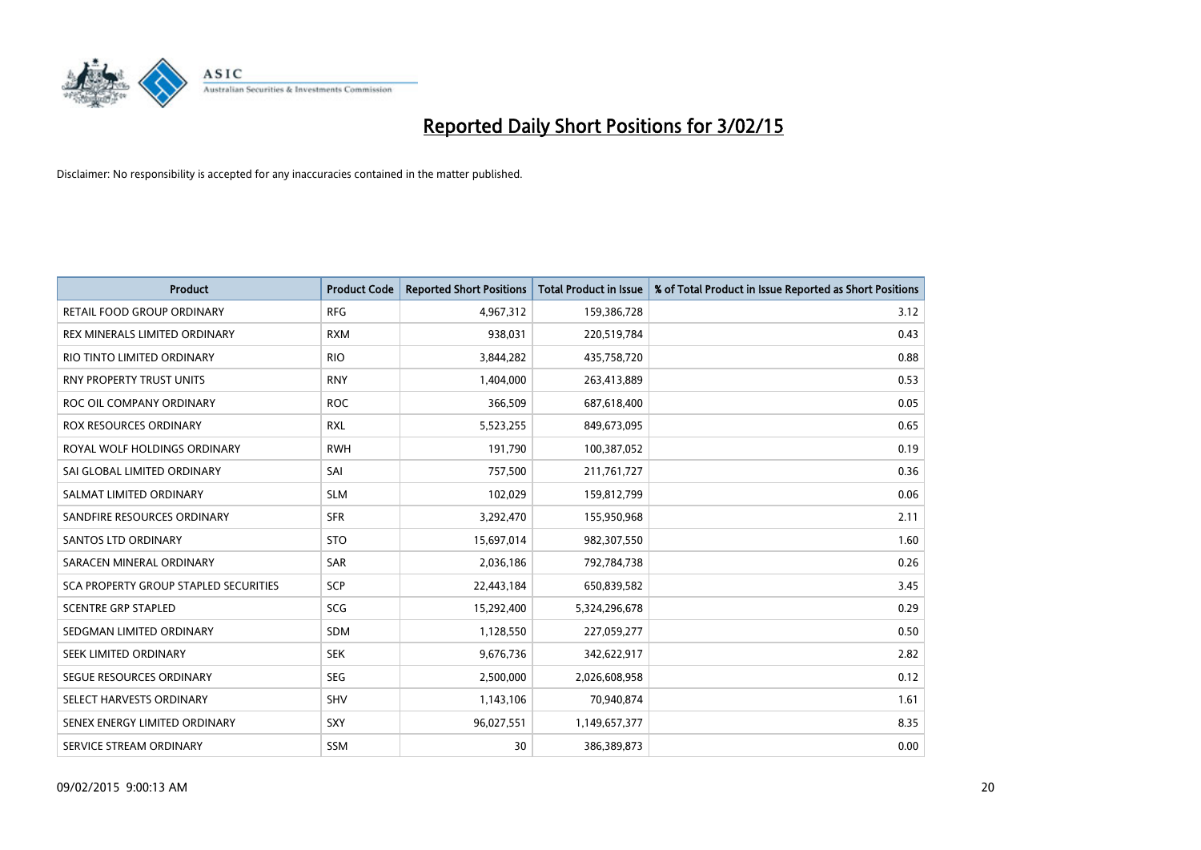# Reported Daily Short Positions for 3/02/15

Disclaimer: No responsibility is accepted for any inaccuracies contained in the matter published.

| Product | Product Code | Reported Short Positions | Total Product in Issue | % of Total Product in Issue Reported as Short Positions |
|---|---|---|---|---|
| RETAIL FOOD GROUP ORDINARY | RFG | 4,967,312 | 159,386,728 | 3.12 |
| REX MINERALS LIMITED ORDINARY | RXM | 938,031 | 220,519,784 | 0.43 |
| RIO TINTO LIMITED ORDINARY | RIO | 3,844,282 | 435,758,720 | 0.88 |
| RNY PROPERTY TRUST UNITS | RNY | 1,404,000 | 263,413,889 | 0.53 |
| ROC OIL COMPANY ORDINARY | ROC | 366,509 | 687,618,400 | 0.05 |
| ROX RESOURCES ORDINARY | RXL | 5,523,255 | 849,673,095 | 0.65 |
| ROYAL WOLF HOLDINGS ORDINARY | RWH | 191,790 | 100,387,052 | 0.19 |
| SAI GLOBAL LIMITED ORDINARY | SAI | 757,500 | 211,761,727 | 0.36 |
| SALMAT LIMITED ORDINARY | SLM | 102,029 | 159,812,799 | 0.06 |
| SANDFIRE RESOURCES ORDINARY | SFR | 3,292,470 | 155,950,968 | 2.11 |
| SANTOS LTD ORDINARY | STO | 15,697,014 | 982,307,550 | 1.60 |
| SARACEN MINERAL ORDINARY | SAR | 2,036,186 | 792,784,738 | 0.26 |
| SCA PROPERTY GROUP STAPLED SECURITIES | SCP | 22,443,184 | 650,839,582 | 3.45 |
| SCENTRE GRP STAPLED | SCG | 15,292,400 | 5,324,296,678 | 0.29 |
| SEDGMAN LIMITED ORDINARY | SDM | 1,128,550 | 227,059,277 | 0.50 |
| SEEK LIMITED ORDINARY | SEK | 9,676,736 | 342,622,917 | 2.82 |
| SEGUE RESOURCES ORDINARY | SEG | 2,500,000 | 2,026,608,958 | 0.12 |
| SELECT HARVESTS ORDINARY | SHV | 1,143,106 | 70,940,874 | 1.61 |
| SENEX ENERGY LIMITED ORDINARY | SXY | 96,027,551 | 1,149,657,377 | 8.35 |
| SERVICE STREAM ORDINARY | SSM | 30 | 386,389,873 | 0.00 |

09/02/2015 9:00:13 AM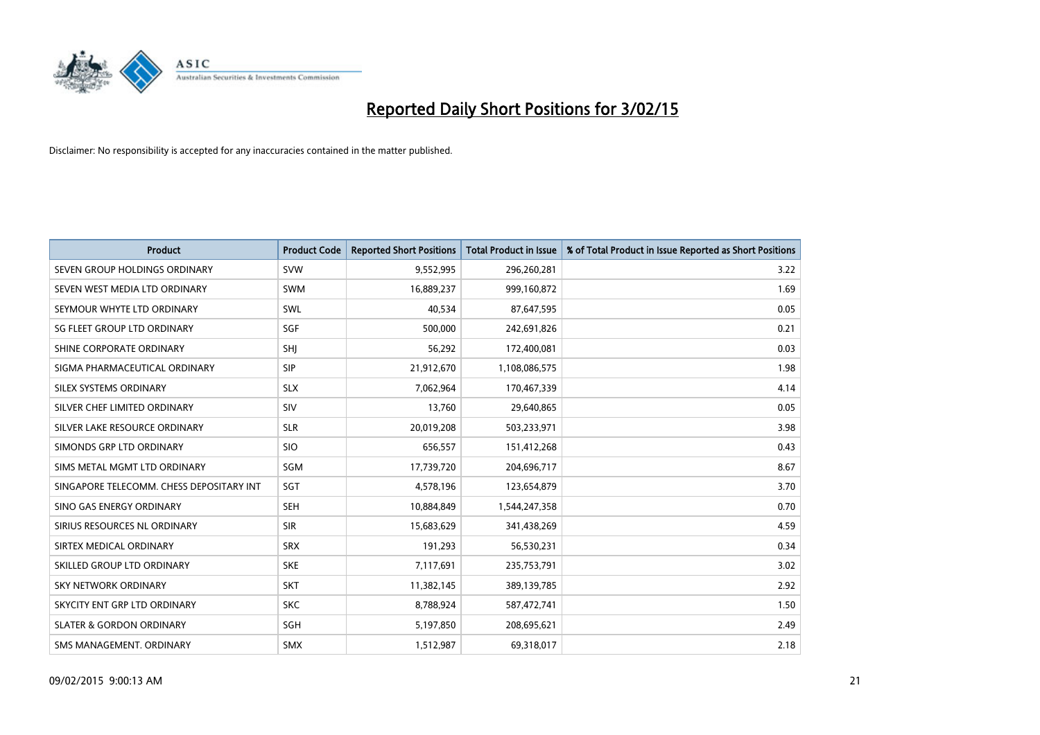# Reported Daily Short Positions for 3/02/15

Disclaimer: No responsibility is accepted for any inaccuracies contained in the matter published.

| Product | Product Code | Reported Short Positions | Total Product in Issue | % of Total Product in Issue Reported as Short Positions |
| --- | --- | --- | --- | --- |
| SEVEN GROUP HOLDINGS ORDINARY | SVW | 9,552,995 | 296,260,281 | 3.22 |
| SEVEN WEST MEDIA LTD ORDINARY | SWM | 16,889,237 | 999,160,872 | 1.69 |
| SEYMOUR WHYTE LTD ORDINARY | SWL | 40,534 | 87,647,595 | 0.05 |
| SG FLEET GROUP LTD ORDINARY | SGF | 500,000 | 242,691,826 | 0.21 |
| SHINE CORPORATE ORDINARY | SHJ | 56,292 | 172,400,081 | 0.03 |
| SIGMA PHARMACEUTICAL ORDINARY | SIP | 21,912,670 | 1,108,086,575 | 1.98 |
| SILEX SYSTEMS ORDINARY | SLX | 7,062,964 | 170,467,339 | 4.14 |
| SILVER CHEF LIMITED ORDINARY | SIV | 13,760 | 29,640,865 | 0.05 |
| SILVER LAKE RESOURCE ORDINARY | SLR | 20,019,208 | 503,233,971 | 3.98 |
| SIMONDS GRP LTD ORDINARY | SIO | 656,557 | 151,412,268 | 0.43 |
| SIMS METAL MGMT LTD ORDINARY | SGM | 17,739,720 | 204,696,717 | 8.67 |
| SINGAPORE TELECOMM. CHESS DEPOSITARY INT | SGT | 4,578,196 | 123,654,879 | 3.70 |
| SINO GAS ENERGY ORDINARY | SEH | 10,884,849 | 1,544,247,358 | 0.70 |
| SIRIUS RESOURCES NL ORDINARY | SIR | 15,683,629 | 341,438,269 | 4.59 |
| SIRTEX MEDICAL ORDINARY | SRX | 191,293 | 56,530,231 | 0.34 |
| SKILLED GROUP LTD ORDINARY | SKE | 7,117,691 | 235,753,791 | 3.02 |
| SKY NETWORK ORDINARY | SKT | 11,382,145 | 389,139,785 | 2.92 |
| SKYCITY ENT GRP LTD ORDINARY | SKC | 8,788,924 | 587,472,741 | 1.50 |
| SLATER & GORDON ORDINARY | SGH | 5,197,850 | 208,695,621 | 2.49 |
| SMS MANAGEMENT. ORDINARY | SMX | 1,512,987 | 69,318,017 | 2.18 |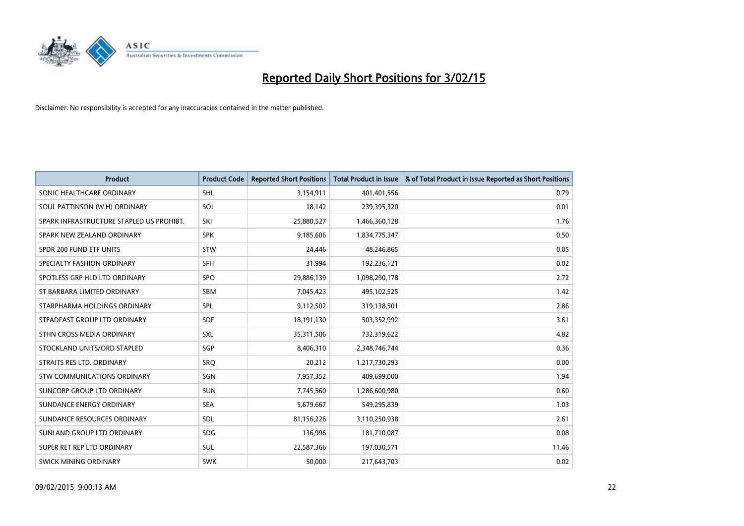# Reported Daily Short Positions for 3/02/15

Disclaimer: No responsibility is accepted for any inaccuracies contained in the matter published.

| Product | Product Code | Reported Short Positions | Total Product in Issue | % of Total Product in Issue Reported as Short Positions |
|---|---|---|---|---|
| SONIC HEALTHCARE ORDINARY | SHL | 3,154,911 | 401,401,556 | 0.79 |
| SOUL PATTINSON (W.H) ORDINARY | SOL | 18,142 | 239,395,320 | 0.01 |
| SPARK INFRASTRUCTURE STAPLED US PROHIBT. | SKI | 25,880,527 | 1,466,360,128 | 1.76 |
| SPARK NEW ZEALAND ORDINARY | SPK | 9,185,606 | 1,834,775,347 | 0.50 |
| SPDR 200 FUND ETF UNITS | STW | 24,446 | 48,246,865 | 0.05 |
| SPECIALTY FASHION ORDINARY | SFH | 31,994 | 192,236,121 | 0.02 |
| SPOTLESS GRP HLD LTD ORDINARY | SPO | 29,886,139 | 1,098,290,178 | 2.72 |
| ST BARBARA LIMITED ORDINARY | SBM | 7,045,423 | 495,102,525 | 1.42 |
| STARPHARMA HOLDINGS ORDINARY | SPL | 9,112,502 | 319,138,501 | 2.86 |
| STEADFAST GROUP LTD ORDINARY | SDF | 18,191,130 | 503,352,992 | 3.61 |
| STHN CROSS MEDIA ORDINARY | SXL | 35,311,506 | 732,319,622 | 4.82 |
| STOCKLAND UNITS/ORD STAPLED | SGP | 8,406,310 | 2,348,746,744 | 0.36 |
| STRAITS RES LTD. ORDINARY | SRQ | 20,212 | 1,217,730,293 | 0.00 |
| STW COMMUNICATIONS ORDINARY | SGN | 7,957,352 | 409,699,000 | 1.94 |
| SUNCORP GROUP LTD ORDINARY | SUN | 7,745,560 | 1,286,600,980 | 0.60 |
| SUNDANCE ENERGY ORDINARY | SEA | 5,679,667 | 549,295,839 | 1.03 |
| SUNDANCE RESOURCES ORDINARY | SDL | 81,156,226 | 3,110,250,938 | 2.61 |
| SUNLAND GROUP LTD ORDINARY | SDG | 136,996 | 181,710,087 | 0.08 |
| SUPER RET REP LTD ORDINARY | SUL | 22,587,366 | 197,030,571 | 11.46 |
| SWICK MINING ORDINARY | SWK | 50,000 | 217,643,703 | 0.02 |

09/02/2015 9:00:13 AM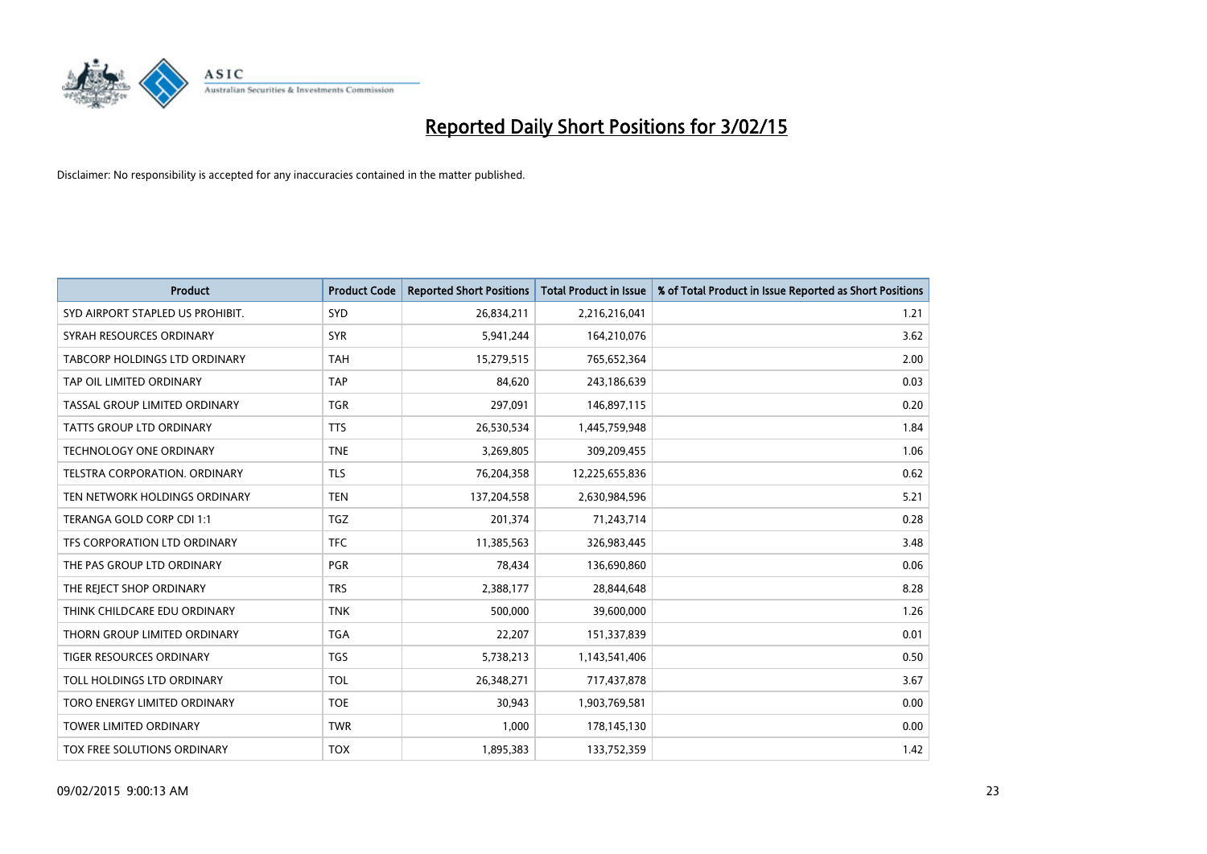# Reported Daily Short Positions for 3/02/15

Disclaimer: No responsibility is accepted for any inaccuracies contained in the matter published.

| Product | Product Code | Reported Short Positions | Total Product in Issue | % of Total Product in Issue Reported as Short Positions |
|---|---|---|---|---|
| SYD AIRPORT STAPLED US PROHIBIT. | SYD | 26,834,211 | 2,216,216,041 | 1.21 |
| SYRAH RESOURCES ORDINARY | SYR | 5,941,244 | 164,210,076 | 3.62 |
| TABCORP HOLDINGS LTD ORDINARY | TAH | 15,279,515 | 765,652,364 | 2.00 |
| TAP OIL LIMITED ORDINARY | TAP | 84,620 | 243,186,639 | 0.03 |
| TASSAL GROUP LIMITED ORDINARY | TGR | 297,091 | 146,897,115 | 0.20 |
| TATTS GROUP LTD ORDINARY | TTS | 26,530,534 | 1,445,759,948 | 1.84 |
| TECHNOLOGY ONE ORDINARY | TNE | 3,269,805 | 309,209,455 | 1.06 |
| TELSTRA CORPORATION. ORDINARY | TLS | 76,204,358 | 12,225,655,836 | 0.62 |
| TEN NETWORK HOLDINGS ORDINARY | TEN | 137,204,558 | 2,630,984,596 | 5.21 |
| TERANGA GOLD CORP CDI 1:1 | TGZ | 201,374 | 71,243,714 | 0.28 |
| TFS CORPORATION LTD ORDINARY | TFC | 11,385,563 | 326,983,445 | 3.48 |
| THE PAS GROUP LTD ORDINARY | PGR | 78,434 | 136,690,860 | 0.06 |
| THE REJECT SHOP ORDINARY | TRS | 2,388,177 | 28,844,648 | 8.28 |
| THINK CHILDCARE EDU ORDINARY | TNK | 500,000 | 39,600,000 | 1.26 |
| THORN GROUP LIMITED ORDINARY | TGA | 22,207 | 151,337,839 | 0.01 |
| TIGER RESOURCES ORDINARY | TGS | 5,738,213 | 1,143,541,406 | 0.50 |
| TOLL HOLDINGS LTD ORDINARY | TOL | 26,348,271 | 717,437,878 | 3.67 |
| TORO ENERGY LIMITED ORDINARY | TOE | 30,943 | 1,903,769,581 | 0.00 |
| TOWER LIMITED ORDINARY | TWR | 1,000 | 178,145,130 | 0.00 |
| TOX FREE SOLUTIONS ORDINARY | TOX | 1,895,383 | 133,752,359 | 1.42 |

09/02/2015 9:00:13 AM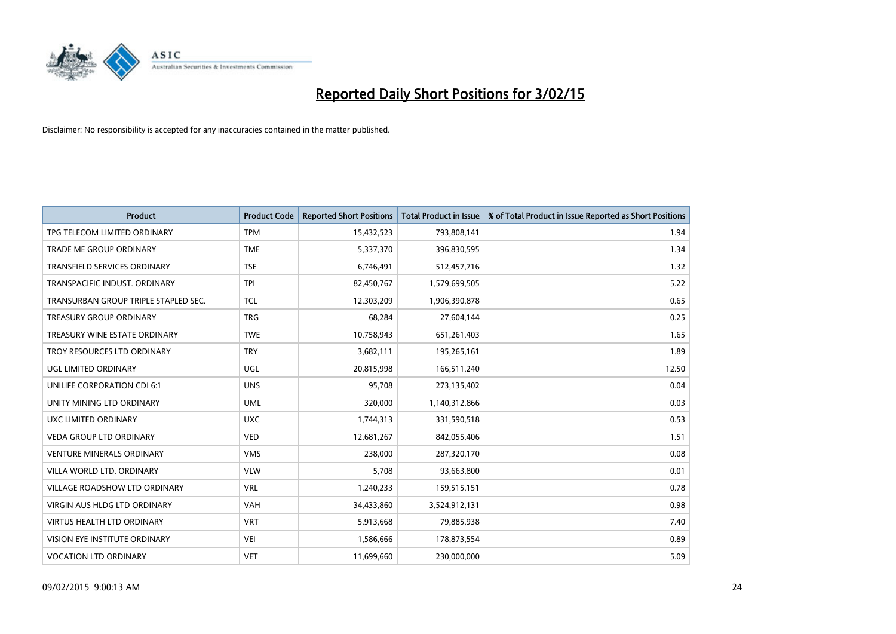# Reported Daily Short Positions for 3/02/15

Disclaimer: No responsibility is accepted for any inaccuracies contained in the matter published.

| Product | Product Code | Reported Short Positions | Total Product in Issue | % of Total Product in Issue Reported as Short Positions |
|---|---|---|---|---|
| TPG TELECOM LIMITED ORDINARY | TPM | 15,432,523 | 793,808,141 | 1.94 |
| TRADE ME GROUP ORDINARY | TME | 5,337,370 | 396,830,595 | 1.34 |
| TRANSFIELD SERVICES ORDINARY | TSE | 6,746,491 | 512,457,716 | 1.32 |
| TRANSPACIFIC INDUST. ORDINARY | TPI | 82,450,767 | 1,579,699,505 | 5.22 |
| TRANSURBAN GROUP TRIPLE STAPLED SEC. | TCL | 12,303,209 | 1,906,390,878 | 0.65 |
| TREASURY GROUP ORDINARY | TRG | 68,284 | 27,604,144 | 0.25 |
| TREASURY WINE ESTATE ORDINARY | TWE | 10,758,943 | 651,261,403 | 1.65 |
| TROY RESOURCES LTD ORDINARY | TRY | 3,682,111 | 195,265,161 | 1.89 |
| UGL LIMITED ORDINARY | UGL | 20,815,998 | 166,511,240 | 12.50 |
| UNILIFE CORPORATION CDI 6:1 | UNS | 95,708 | 273,135,402 | 0.04 |
| UNITY MINING LTD ORDINARY | UML | 320,000 | 1,140,312,866 | 0.03 |
| UXC LIMITED ORDINARY | UXC | 1,744,313 | 331,590,518 | 0.53 |
| VEDA GROUP LTD ORDINARY | VED | 12,681,267 | 842,055,406 | 1.51 |
| VENTURE MINERALS ORDINARY | VMS | 238,000 | 287,320,170 | 0.08 |
| VILLA WORLD LTD. ORDINARY | VLW | 5,708 | 93,663,800 | 0.01 |
| VILLAGE ROADSHOW LTD ORDINARY | VRL | 1,240,233 | 159,515,151 | 0.78 |
| VIRGIN AUS HLDG LTD ORDINARY | VAH | 34,433,860 | 3,524,912,131 | 0.98 |
| VIRTUS HEALTH LTD ORDINARY | VRT | 5,913,668 | 79,885,938 | 7.40 |
| VISION EYE INSTITUTE ORDINARY | VEI | 1,586,666 | 178,873,554 | 0.89 |
| VOCATION LTD ORDINARY | VET | 11,699,660 | 230,000,000 | 5.09 |

09/02/2015 9:00:13 AM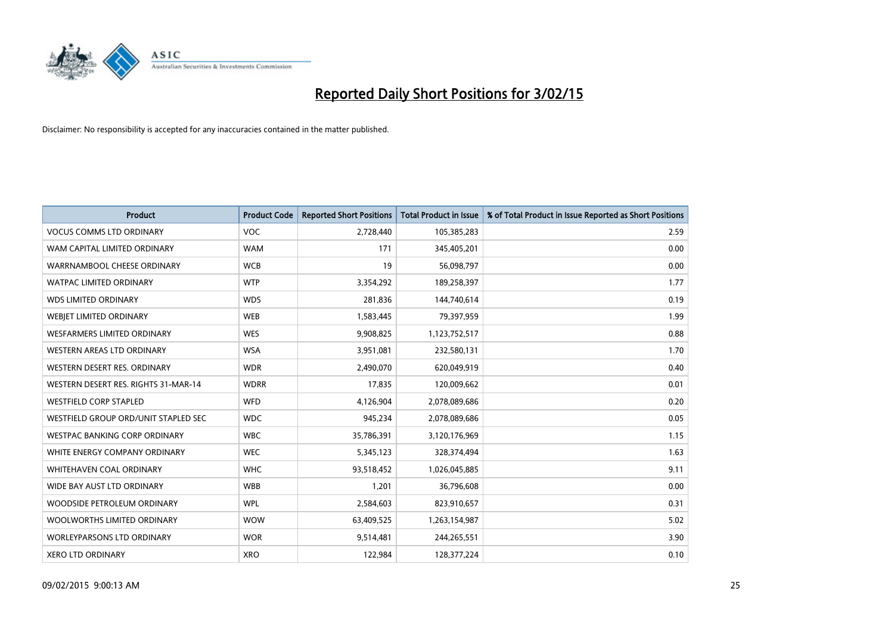# Reported Daily Short Positions for 3/02/15

Disclaimer: No responsibility is accepted for any inaccuracies contained in the matter published.

| Product | Product Code | Reported Short Positions | Total Product in Issue | % of Total Product in Issue Reported as Short Positions |
|---|---|---|---|---|
| VOCUS COMMS LTD ORDINARY | VOC | 2,728,440 | 105,385,283 | 2.59 |
| WAM CAPITAL LIMITED ORDINARY | WAM | 171 | 345,405,201 | 0.00 |
| WARRNAMBOOL CHEESE ORDINARY | WCB | 19 | 56,098,797 | 0.00 |
| WATPAC LIMITED ORDINARY | WTP | 3,354,292 | 189,258,397 | 1.77 |
| WDS LIMITED ORDINARY | WDS | 281,836 | 144,740,614 | 0.19 |
| WEBJET LIMITED ORDINARY | WEB | 1,583,445 | 79,397,959 | 1.99 |
| WESFARMERS LIMITED ORDINARY | WES | 9,908,825 | 1,123,752,517 | 0.88 |
| WESTERN AREAS LTD ORDINARY | WSA | 3,951,081 | 232,580,131 | 1.70 |
| WESTERN DESERT RES. ORDINARY | WDR | 2,490,070 | 620,049,919 | 0.40 |
| WESTERN DESERT RES. RIGHTS 31-MAR-14 | WDRR | 17,835 | 120,009,662 | 0.01 |
| WESTFIELD CORP STAPLED | WFD | 4,126,904 | 2,078,089,686 | 0.20 |
| WESTFIELD GROUP ORD/UNIT STAPLED SEC | WDC | 945,234 | 2,078,089,686 | 0.05 |
| WESTPAC BANKING CORP ORDINARY | WBC | 35,786,391 | 3,120,176,969 | 1.15 |
| WHITE ENERGY COMPANY ORDINARY | WEC | 5,345,123 | 328,374,494 | 1.63 |
| WHITEHAVEN COAL ORDINARY | WHC | 93,518,452 | 1,026,045,885 | 9.11 |
| WIDE BAY AUST LTD ORDINARY | WBB | 1,201 | 36,796,608 | 0.00 |
| WOODSIDE PETROLEUM ORDINARY | WPL | 2,584,603 | 823,910,657 | 0.31 |
| WOOLWORTHS LIMITED ORDINARY | WOW | 63,409,525 | 1,263,154,987 | 5.02 |
| WORLEYPARSONS LTD ORDINARY | WOR | 9,514,481 | 244,265,551 | 3.90 |
| XERO LTD ORDINARY | XRO | 122,984 | 128,377,224 | 0.10 |

09/02/2015 9:00:13 AM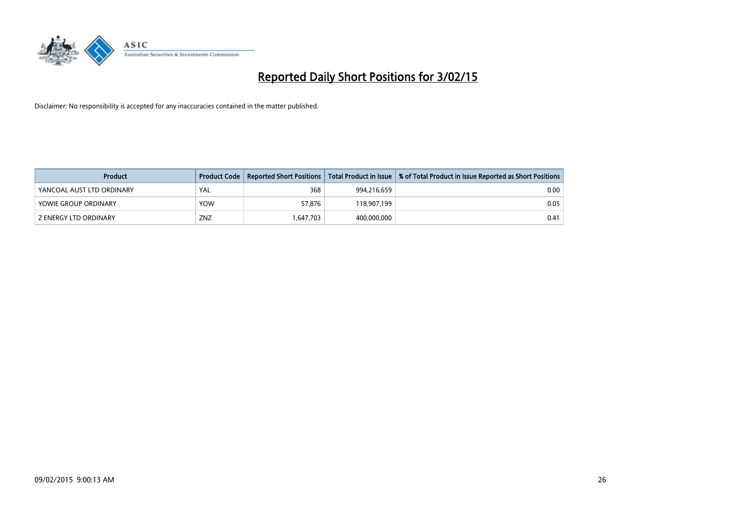# Reported Daily Short Positions for 3/02/15

Disclaimer: No responsibility is accepted for any inaccuracies contained in the matter published.

| Product | Product Code | Reported Short Positions | Total Product in Issue | % of Total Product in Issue Reported as Short Positions |
|---|---|---|---|---|
| YANCOAL AUST LTD ORDINARY | YAL | 368 | 994,216,659 | 0.00 |
| YOWIE GROUP ORDINARY | YOW | 57,876 | 118,907,199 | 0.05 |
| Z ENERGY LTD ORDINARY | ZNZ | 1,647,703 | 400,000,000 | 0.41 |